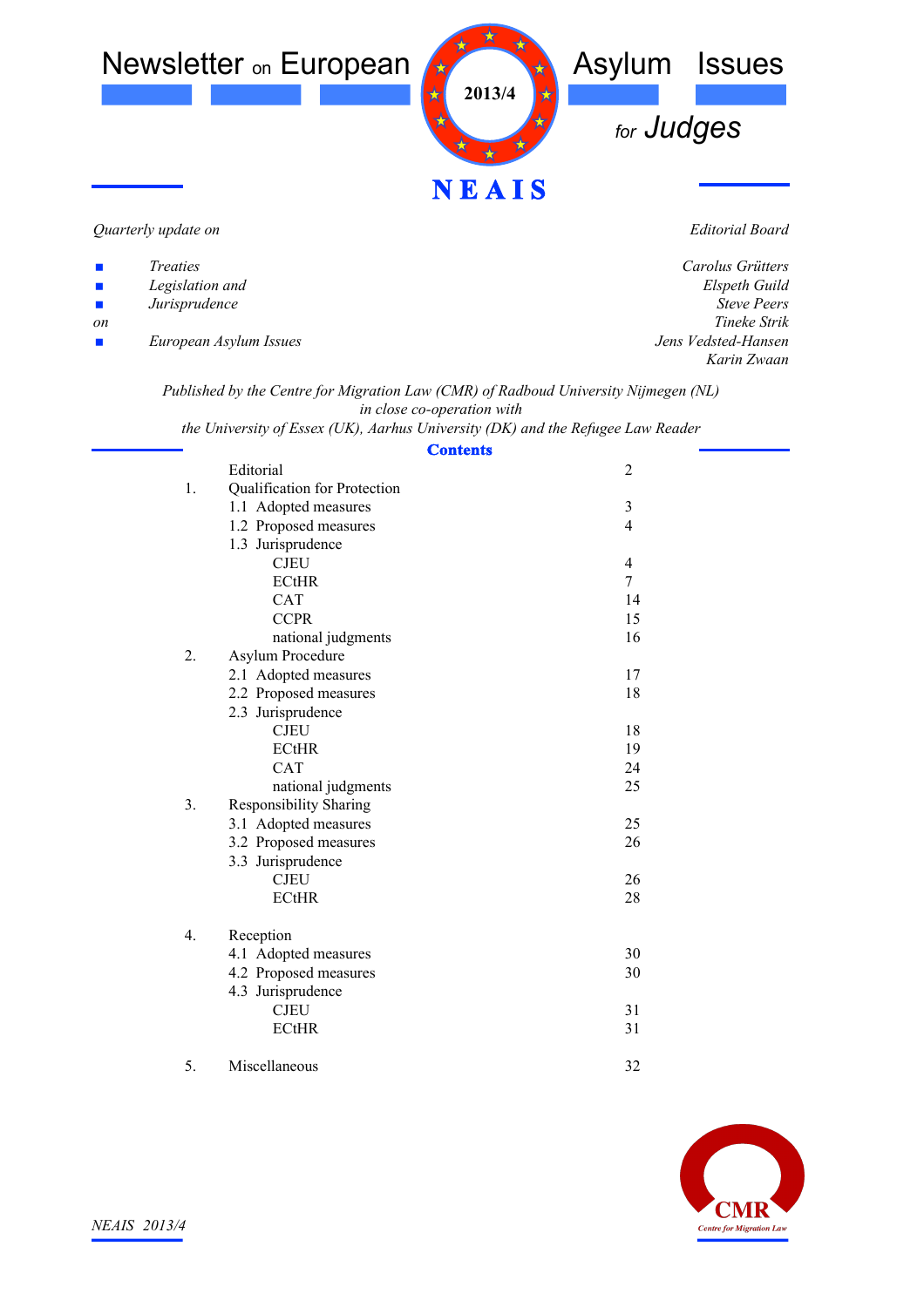# Newsletter on European Asylum Issues for Judges

2013/4

**NEAIS**

*Quarterly update on*

- *Treaties*
- *Legislation and*
- *Jurisprudence*

*on*

- *European Asylum Issues*

*Editorial Board*

*Carolus Grütters*
*Elspeth Guild*
*Steve Peers*
*Tineke Strik*
*Jens Vedsted-Hansen*
*Karin Zwaan*

*Published by the Centre for Migration Law (CMR) of Radboud University Nijmegen (NL)*
*in close co-operation with*
*the University of Essex (UK), Aarhus University (DK) and the Refugee Law Reader*

## Contents

| | | |
|---|---|---|
| | Editorial | 2 |
| 1. | Qualification for Protection | |
| | 1.1 Adopted measures | 3 |
| | 1.2 Proposed measures | 4 |
| | 1.3 Jurisprudence | |
| | CJEU | 4 |
| | ECtHR | 7 |
| | CAT | 14 |
| | CCPR | 15 |
| | national judgments | 16 |
| 2. | Asylum Procedure | |
| | 2.1 Adopted measures | 17 |
| | 2.2 Proposed measures | 18 |
| | 2.3 Jurisprudence | |
| | CJEU | 18 |
| | ECtHR | 19 |
| | CAT | 24 |
| | national judgments | 25 |
| 3. | Responsibility Sharing | |
| | 3.1 Adopted measures | 25 |
| | 3.2 Proposed measures | 26 |
| | 3.3 Jurisprudence | |
| | CJEU | 26 |
| | ECtHR | 28 |
| 4. | Reception | |
| | 4.1 Adopted measures | 30 |
| | 4.2 Proposed measures | 30 |
| | 4.3 Jurisprudence | |
| | CJEU | 31 |
| | ECtHR | 31 |
| 5. | Miscellaneous | 32 |

CMR
Centre for Migration Law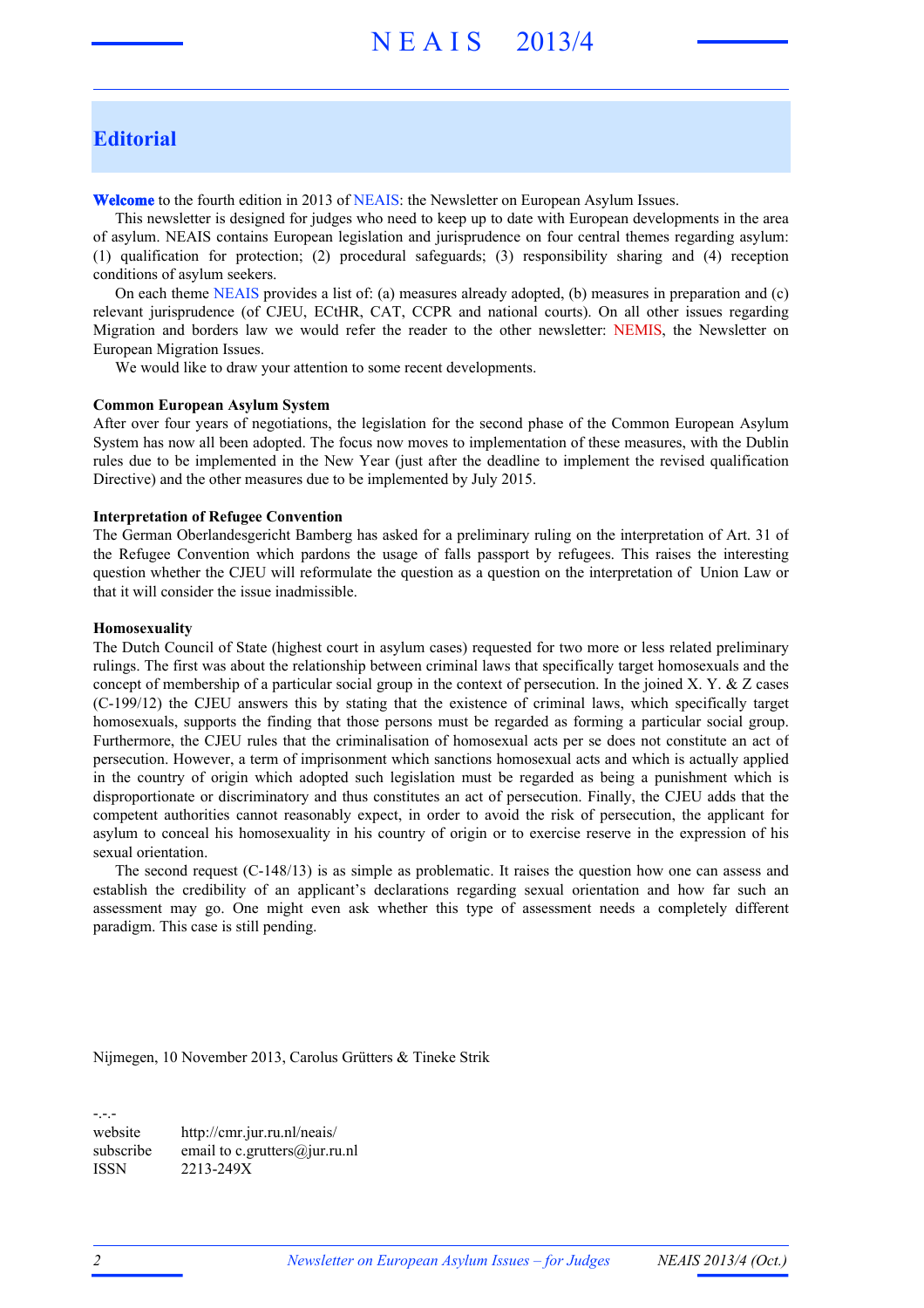## Editorial

**Welcome** to the fourth edition in 2013 of NEAIS: the Newsletter on European Asylum Issues.

This newsletter is designed for judges who need to keep up to date with European developments in the area of asylum. NEAIS contains European legislation and jurisprudence on four central themes regarding asylum: (1) qualification for protection; (2) procedural safeguards; (3) responsibility sharing and (4) reception conditions of asylum seekers.

On each theme NEAIS provides a list of: (a) measures already adopted, (b) measures in preparation and (c) relevant jurisprudence (of CJEU, ECtHR, CAT, CCPR and national courts). On all other issues regarding Migration and borders law we would refer the reader to the other newsletter: NEMIS, the Newsletter on European Migration Issues.

We would like to draw your attention to some recent developments.

**Common European Asylum System**

After over four years of negotiations, the legislation for the second phase of the Common European Asylum System has now all been adopted. The focus now moves to implementation of these measures, with the Dublin rules due to be implemented in the New Year (just after the deadline to implement the revised qualification Directive) and the other measures due to be implemented by July 2015.

**Interpretation of Refugee Convention**

The German Oberlandesgericht Bamberg has asked for a preliminary ruling on the interpretation of Art. 31 of the Refugee Convention which pardons the usage of falls passport by refugees. This raises the interesting question whether the CJEU will reformulate the question as a question on the interpretation of Union Law or that it will consider the issue inadmissible.

**Homosexuality**

The Dutch Council of State (highest court in asylum cases) requested for two more or less related preliminary rulings. The first was about the relationship between criminal laws that specifically target homosexuals and the concept of membership of a particular social group in the context of persecution. In the joined X. Y. & Z cases (C-199/12) the CJEU answers this by stating that the existence of criminal laws, which specifically target homosexuals, supports the finding that those persons must be regarded as forming a particular social group. Furthermore, the CJEU rules that the criminalisation of homosexual acts per se does not constitute an act of persecution. However, a term of imprisonment which sanctions homosexual acts and which is actually applied in the country of origin which adopted such legislation must be regarded as being a punishment which is disproportionate or discriminatory and thus constitutes an act of persecution. Finally, the CJEU adds that the competent authorities cannot reasonably expect, in order to avoid the risk of persecution, the applicant for asylum to conceal his homosexuality in his country of origin or to exercise reserve in the expression of his sexual orientation.

The second request (C-148/13) is as simple as problematic. It raises the question how one can assess and establish the credibility of an applicant's declarations regarding sexual orientation and how far such an assessment may go. One might even ask whether this type of assessment needs a completely different paradigm. This case is still pending.

Nijmegen, 10 November 2013, Carolus Grütters & Tineke Strik

-.-.-

| | |
|---|---|
| website | http://cmr.jur.ru.nl/neais/ |
| subscribe | email to c.grutters@jur.ru.nl |
| ISSN | 2213-249X |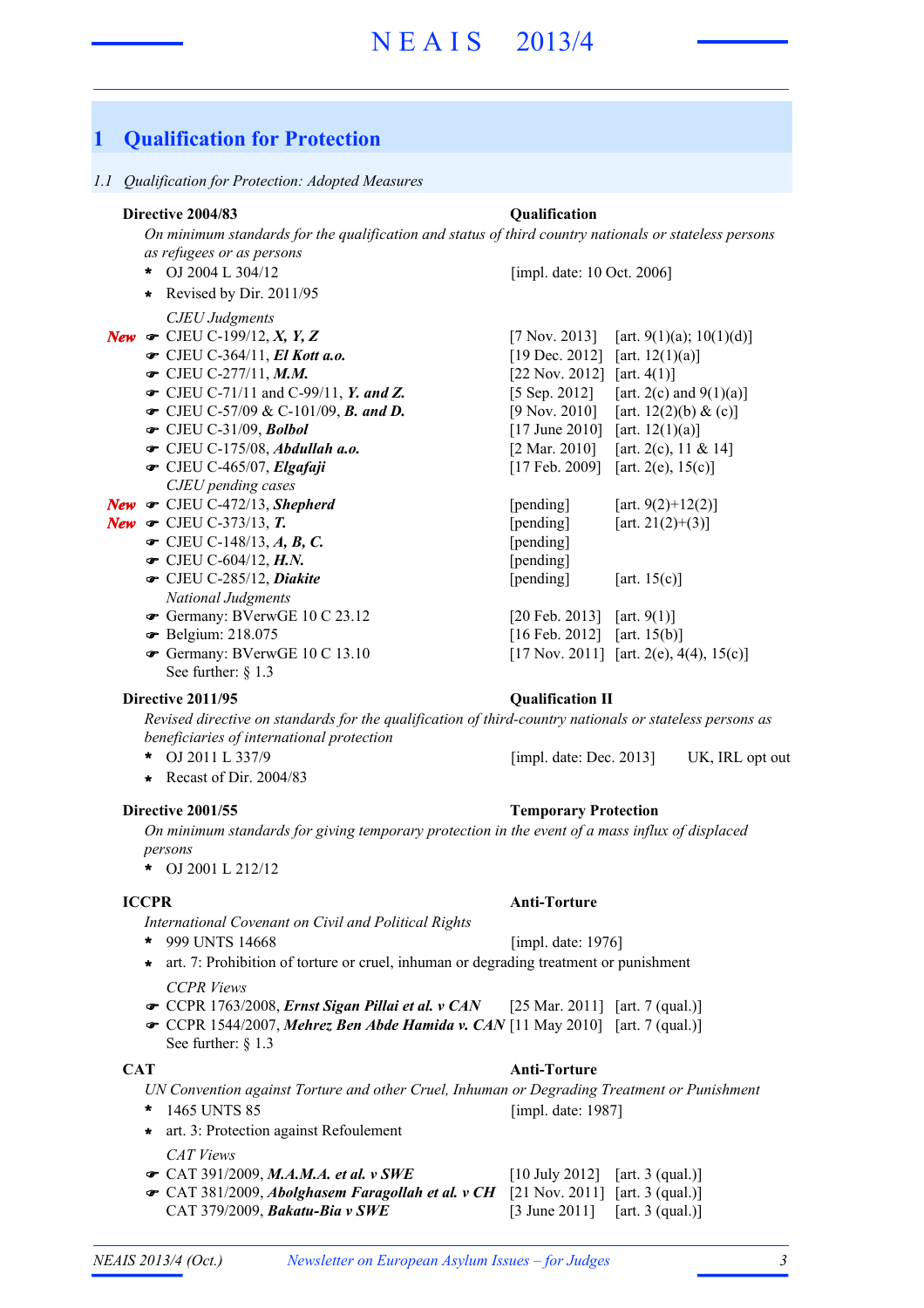# 1 Qualification for Protection

*1.1 Qualification for Protection: Adopted Measures*

**Directive 2004/83** — **Qualification**

*On minimum standards for the qualification and status of third country nationals or stateless persons as refugees or as persons*

- OJ 2004 L 304/12 — [impl. date: 10 Oct. 2006]
- Revised by Dir. 2011/95

*CJEU Judgments*

| | | | |
|---|---|---|---|
| *New* | ☞ CJEU C-199/12, ***X, Y, Z*** | [7 Nov. 2013] | [art. 9(1)(a); 10(1)(d)] |
| | ☞ CJEU C-364/11, ***El Kott a.o.*** | [19 Dec. 2012] | [art. 12(1)(a)] |
| | ☞ CJEU C-277/11, ***M.M.*** | [22 Nov. 2012] | [art. 4(1)] |
| | ☞ CJEU C-71/11 and C-99/11, ***Y. and Z.*** | [5 Sep. 2012] | [art. 2(c) and 9(1)(a)] |
| | ☞ CJEU C-57/09 & C-101/09, ***B. and D.*** | [9 Nov. 2010] | [art. 12(2)(b) & (c)] |
| | ☞ CJEU C-31/09, ***Bolbol*** | [17 June 2010] | [art. 12(1)(a)] |
| | ☞ CJEU C-175/08, ***Abdullah a.o.*** | [2 Mar. 2010] | [art. 2(c), 11 & 14] |
| | ☞ CJEU C-465/07, ***Elgafaji*** | [17 Feb. 2009] | [art. 2(e), 15(c)] |

*CJEU pending cases*

| | | | |
|---|---|---|---|
| *New* | ☞ CJEU C-472/13, ***Shepherd*** | [pending] | [art. 9(2)+12(2)] |
| *New* | ☞ CJEU C-373/13, ***T.*** | [pending] | [art. 21(2)+(3)] |
| | ☞ CJEU C-148/13, ***A, B, C.*** | [pending] | |
| | ☞ CJEU C-604/12, ***H.N.*** | [pending] | |
| | ☞ CJEU C-285/12, ***Diakite*** | [pending] | [art. 15(c)] |

*National Judgments*

| | | |
|---|---|---|
| ☞ Germany: BVerwGE 10 C 23.12 | [20 Feb. 2013] | [art. 9(1)] |
| ☞ Belgium: 218.075 | [16 Feb. 2012] | [art. 15(b)] |
| ☞ Germany: BVerwGE 10 C 13.10 | [17 Nov. 2011] | [art. 2(e), 4(4), 15(c)] |

See further: § 1.3

**Directive 2011/95** — **Qualification II**

*Revised directive on standards for the qualification of third-country nationals or stateless persons as beneficiaries of international protection*

- OJ 2011 L 337/9 — [impl. date: Dec. 2013] — UK, IRL opt out
- Recast of Dir. 2004/83

**Directive 2001/55** — **Temporary Protection**

*On minimum standards for giving temporary protection in the event of a mass influx of displaced persons*

- OJ 2001 L 212/12

**ICCPR** — **Anti-Torture**

*International Covenant on Civil and Political Rights*

- 999 UNTS 14668 — [impl. date: 1976]
- art. 7: Prohibition of torture or cruel, inhuman or degrading treatment or punishment

*CCPR Views*

| | | |
|---|---|---|
| ☞ CCPR 1763/2008, ***Ernst Sigan Pillai et al. v CAN*** | [25 Mar. 2011] | [art. 7 (qual.)] |
| ☞ CCPR 1544/2007, ***Mehrez Ben Abde Hamida v. CAN*** | [11 May 2010] | [art. 7 (qual.)] |

See further: § 1.3

**CAT** — **Anti-Torture**

*UN Convention against Torture and other Cruel, Inhuman or Degrading Treatment or Punishment*

- 1465 UNTS 85 — [impl. date: 1987]
- art. 3: Protection against Refoulement

*CAT Views*

| | | |
|---|---|---|
| ☞ CAT 391/2009, ***M.A.M.A. et al. v SWE*** | [10 July 2012] | [art. 3 (qual.)] |
| ☞ CAT 381/2009, ***Abolghasem Faragollah et al. v CH*** | [21 Nov. 2011] | [art. 3 (qual.)] |
| CAT 379/2009, ***Bakatu-Bia v SWE*** | [3 June 2011] | [art. 3 (qual.)] |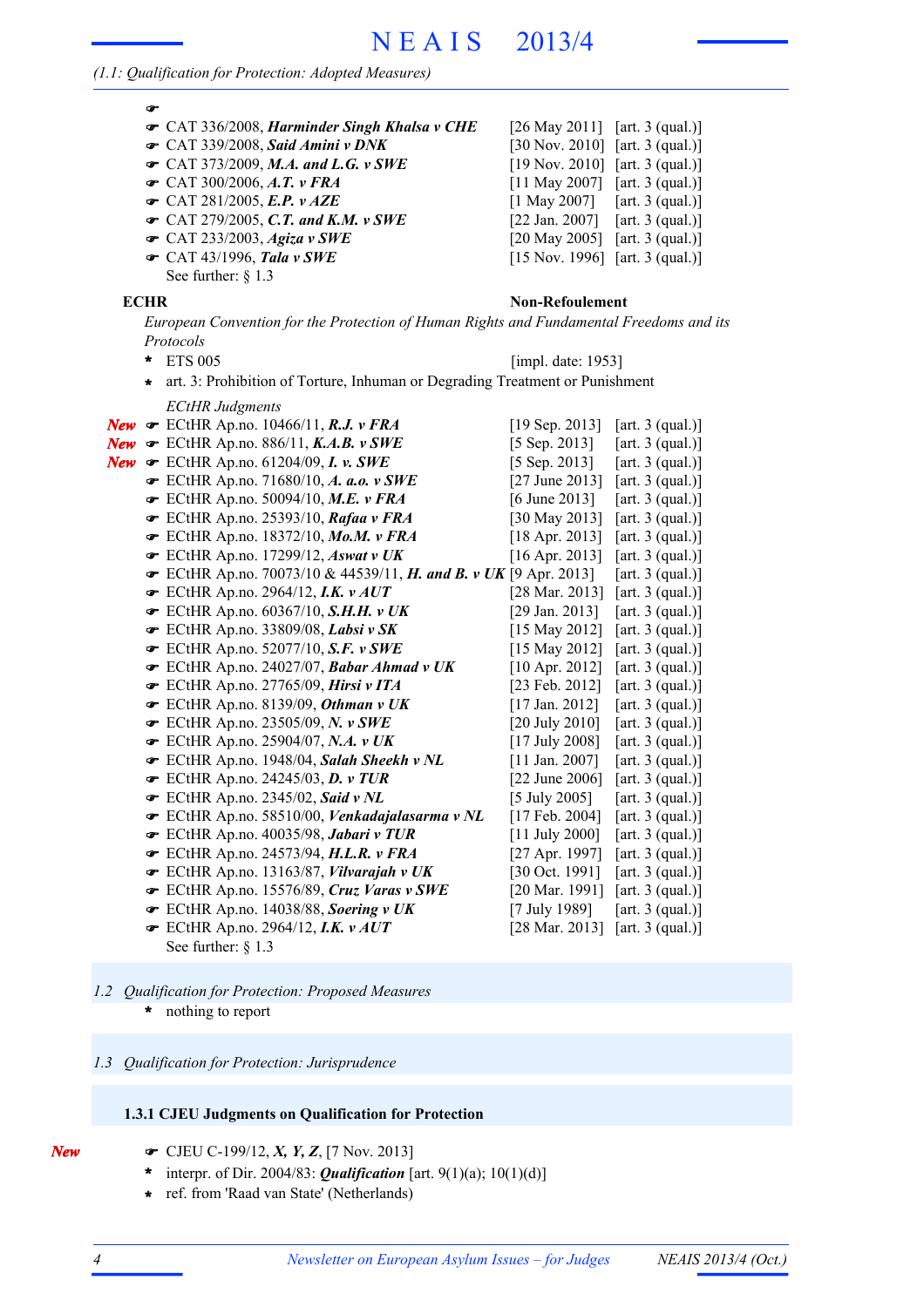- CAT 336/2008, ***Harminder Singh Khalsa v CHE*** [26 May 2011] [art. 3 (qual.)]
- CAT 339/2008, ***Said Amini v DNK*** [30 Nov. 2010] [art. 3 (qual.)]
- CAT 373/2009, ***M.A. and L.G. v SWE*** [19 Nov. 2010] [art. 3 (qual.)]
- CAT 300/2006, ***A.T. v FRA*** [11 May 2007] [art. 3 (qual.)]
- CAT 281/2005, ***E.P. v AZE*** [1 May 2007] [art. 3 (qual.)]
- CAT 279/2005, ***C.T. and K.M. v SWE*** [22 Jan. 2007] [art. 3 (qual.)]
- CAT 233/2003, ***Agiza v SWE*** [20 May 2005] [art. 3 (qual.)]
- CAT 43/1996, ***Tala v SWE*** [15 Nov. 1996] [art. 3 (qual.)]

See further: § 1.3

**ECHR** **Non-Refoulement**

*European Convention for the Protection of Human Rights and Fundamental Freedoms and its Protocols*

- ETS 005 [impl. date: 1953]
- art. 3: Prohibition of Torture, Inhuman or Degrading Treatment or Punishment

*ECtHR Judgments*

- *New* ECtHR Ap.no. 10466/11, ***R.J. v FRA*** [19 Sep. 2013] [art. 3 (qual.)]
- *New* ECtHR Ap.no. 886/11, ***K.A.B. v SWE*** [5 Sep. 2013] [art. 3 (qual.)]
- *New* ECtHR Ap.no. 61204/09, ***I. v. SWE*** [5 Sep. 2013] [art. 3 (qual.)]
- ECtHR Ap.no. 71680/10, ***A. a.o. v SWE*** [27 June 2013] [art. 3 (qual.)]
- ECtHR Ap.no. 50094/10, ***M.E. v FRA*** [6 June 2013] [art. 3 (qual.)]
- ECtHR Ap.no. 25393/10, ***Rafaa v FRA*** [30 May 2013] [art. 3 (qual.)]
- ECtHR Ap.no. 18372/10, ***Mo.M. v FRA*** [18 Apr. 2013] [art. 3 (qual.)]
- ECtHR Ap.no. 17299/12, ***Aswat v UK*** [16 Apr. 2013] [art. 3 (qual.)]
- ECtHR Ap.no. 70073/10 & 44539/11, ***H. and B. v UK*** [9 Apr. 2013] [art. 3 (qual.)]
- ECtHR Ap.no. 2964/12, ***I.K. v AUT*** [28 Mar. 2013] [art. 3 (qual.)]
- ECtHR Ap.no. 60367/10, ***S.H.H. v UK*** [29 Jan. 2013] [art. 3 (qual.)]
- ECtHR Ap.no. 33809/08, ***Labsi v SK*** [15 May 2012] [art. 3 (qual.)]
- ECtHR Ap.no. 52077/10, ***S.F. v SWE*** [15 May 2012] [art. 3 (qual.)]
- ECtHR Ap.no. 24027/07, ***Babar Ahmad v UK*** [10 Apr. 2012] [art. 3 (qual.)]
- ECtHR Ap.no. 27765/09, ***Hirsi v ITA*** [23 Feb. 2012] [art. 3 (qual.)]
- ECtHR Ap.no. 8139/09, ***Othman v UK*** [17 Jan. 2012] [art. 3 (qual.)]
- ECtHR Ap.no. 23505/09, ***N. v SWE*** [20 July 2010] [art. 3 (qual.)]
- ECtHR Ap.no. 25904/07, ***N.A. v UK*** [17 July 2008] [art. 3 (qual.)]
- ECtHR Ap.no. 1948/04, ***Salah Sheekh v NL*** [11 Jan. 2007] [art. 3 (qual.)]
- ECtHR Ap.no. 24245/03, ***D. v TUR*** [22 June 2006] [art. 3 (qual.)]
- ECtHR Ap.no. 2345/02, ***Said v NL*** [5 July 2005] [art. 3 (qual.)]
- ECtHR Ap.no. 58510/00, ***Venkadajalasarma v NL*** [17 Feb. 2004] [art. 3 (qual.)]
- ECtHR Ap.no. 40035/98, ***Jabari v TUR*** [11 July 2000] [art. 3 (qual.)]
- ECtHR Ap.no. 24573/94, ***H.L.R. v FRA*** [27 Apr. 1997] [art. 3 (qual.)]
- ECtHR Ap.no. 13163/87, ***Vilvarajah v UK*** [30 Oct. 1991] [art. 3 (qual.)]
- ECtHR Ap.no. 15576/89, ***Cruz Varas v SWE*** [20 Mar. 1991] [art. 3 (qual.)]
- ECtHR Ap.no. 14038/88, ***Soering v UK*** [7 July 1989] [art. 3 (qual.)]
- ECtHR Ap.no. 2964/12, ***I.K. v AUT*** [28 Mar. 2013] [art. 3 (qual.)]

See further: § 1.3

## 1.2 *Qualification for Protection: Proposed Measures*

- nothing to report

## 1.3 *Qualification for Protection: Jurisprudence*

### 1.3.1 CJEU Judgments on Qualification for Protection

*New*

- CJEU C-199/12, ***X, Y, Z***, [7 Nov. 2013]
- interpr. of Dir. 2004/83: ***Qualification*** [art. 9(1)(a); 10(1)(d)]
- ref. from 'Raad van State' (Netherlands)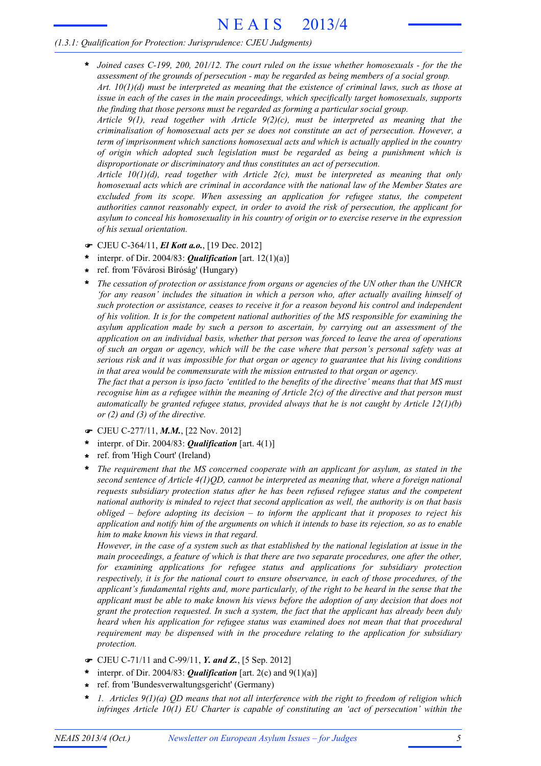- *Joined cases C-199, 200, 201/12. The court ruled on the issue whether homosexuals - for the the assessment of the grounds of persecution - may be regarded as being members of a social group. Art. 10(1)(d) must be interpreted as meaning that the existence of criminal laws, such as those at issue in each of the cases in the main proceedings, which specifically target homosexuals, supports the finding that those persons must be regarded as forming a particular social group. Article 9(1), read together with Article 9(2)(c), must be interpreted as meaning that the criminalisation of homosexual acts per se does not constitute an act of persecution. However, a term of imprisonment which sanctions homosexual acts and which is actually applied in the country of origin which adopted such legislation must be regarded as being a punishment which is disproportionate or discriminatory and thus constitutes an act of persecution. Article 10(1)(d), read together with Article 2(c), must be interpreted as meaning that only homosexual acts which are criminal in accordance with the national law of the Member States are excluded from its scope. When assessing an application for refugee status, the competent authorities cannot reasonably expect, in order to avoid the risk of persecution, the applicant for asylum to conceal his homosexuality in his country of origin or to exercise reserve in the expression of his sexual orientation.*

☛ CJEU C-364/11, ***El Kott a.o.***, [19 Dec. 2012]

- interpr. of Dir. 2004/83: ***Qualification*** [art. 12(1)(a)]
- ref. from 'Fővárosi Bíróság' (Hungary)
- *The cessation of protection or assistance from organs or agencies of the UN other than the UNHCR 'for any reason' includes the situation in which a person who, after actually availing himself of such protection or assistance, ceases to receive it for a reason beyond his control and independent of his volition. It is for the competent national authorities of the MS responsible for examining the asylum application made by such a person to ascertain, by carrying out an assessment of the application on an individual basis, whether that person was forced to leave the area of operations of such an organ or agency, which will be the case where that person's personal safety was at serious risk and it was impossible for that organ or agency to guarantee that his living conditions in that area would be commensurate with the mission entrusted to that organ or agency. The fact that a person is ipso facto 'entitled to the benefits of the directive' means that that MS must recognise him as a refugee within the meaning of Article 2(c) of the directive and that person must automatically be granted refugee status, provided always that he is not caught by Article 12(1)(b) or (2) and (3) of the directive.*

☛ CJEU C-277/11, ***M.M.***, [22 Nov. 2012]

- interpr. of Dir. 2004/83: ***Qualification*** [art. 4(1)]
- ref. from 'High Court' (Ireland)
- *The requirement that the MS concerned cooperate with an applicant for asylum, as stated in the second sentence of Article 4(1)QD, cannot be interpreted as meaning that, where a foreign national requests subsidiary protection status after he has been refused refugee status and the competent national authority is minded to reject that second application as well, the authority is on that basis obliged – before adopting its decision – to inform the applicant that it proposes to reject his application and notify him of the arguments on which it intends to base its rejection, so as to enable him to make known his views in that regard. However, in the case of a system such as that established by the national legislation at issue in the main proceedings, a feature of which is that there are two separate procedures, one after the other, for examining applications for refugee status and applications for subsidiary protection respectively, it is for the national court to ensure observance, in each of those procedures, of the applicant's fundamental rights and, more particularly, of the right to be heard in the sense that the applicant must be able to make known his views before the adoption of any decision that does not grant the protection requested. In such a system, the fact that the applicant has already been duly heard when his application for refugee status was examined does not mean that that procedural requirement may be dispensed with in the procedure relating to the application for subsidiary protection.*

☛ CJEU C-71/11 and C-99/11, ***Y. and Z.***, [5 Sep. 2012]

- interpr. of Dir. 2004/83: ***Qualification*** [art. 2(c) and 9(1)(a)]
- ref. from 'Bundesverwaltungsgericht' (Germany)
- *1. Articles 9(1)(a) QD means that not all interference with the right to freedom of religion which infringes Article 10(1) EU Charter is capable of constituting an 'act of persecution' within the*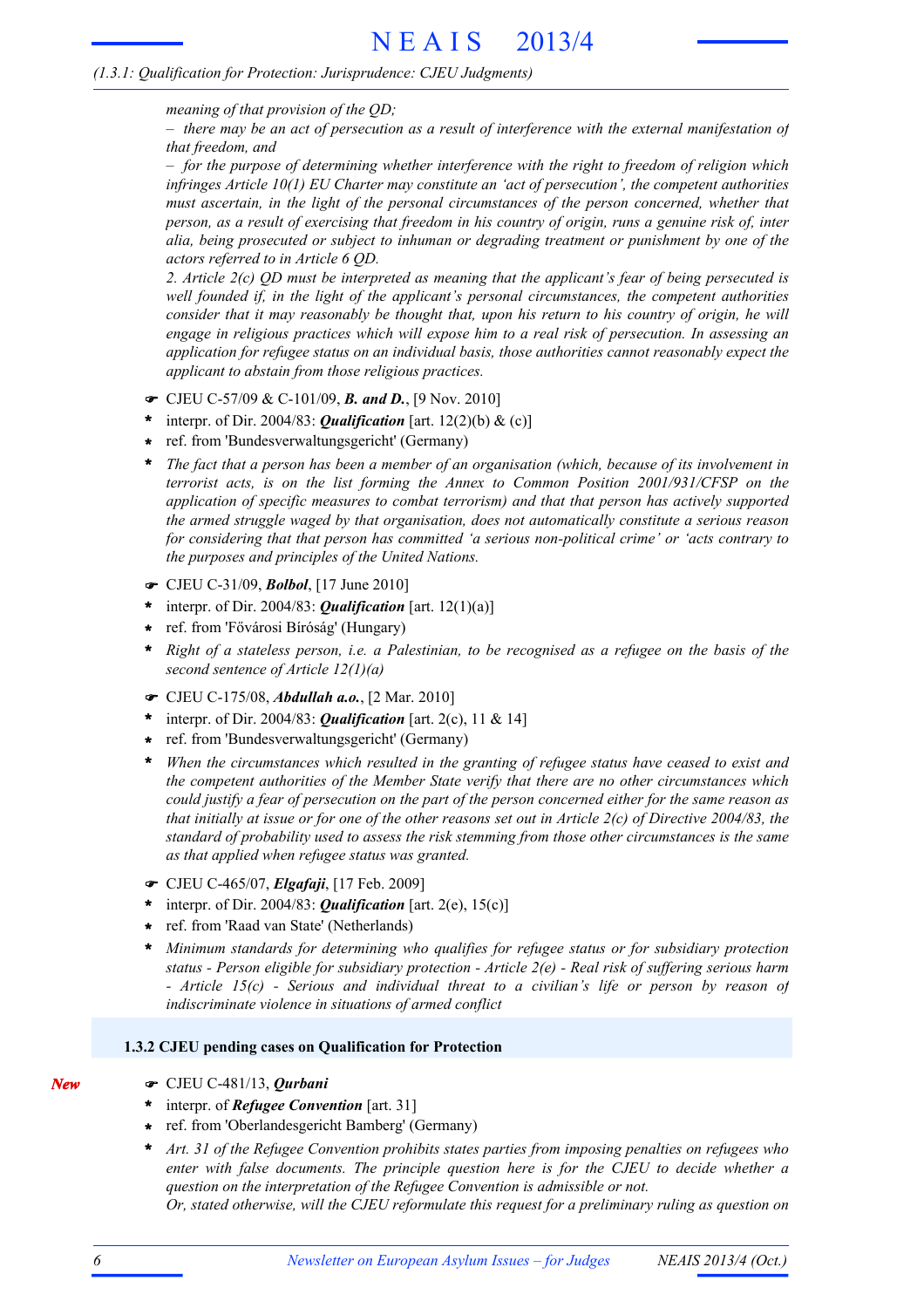*meaning of that provision of the QD;*

*– there may be an act of persecution as a result of interference with the external manifestation of that freedom, and*

*– for the purpose of determining whether interference with the right to freedom of religion which infringes Article 10(1) EU Charter may constitute an 'act of persecution', the competent authorities must ascertain, in the light of the personal circumstances of the person concerned, whether that person, as a result of exercising that freedom in his country of origin, runs a genuine risk of, inter alia, being prosecuted or subject to inhuman or degrading treatment or punishment by one of the actors referred to in Article 6 QD.*

*2. Article 2(c) QD must be interpreted as meaning that the applicant's fear of being persecuted is well founded if, in the light of the applicant's personal circumstances, the competent authorities consider that it may reasonably be thought that, upon his return to his country of origin, he will engage in religious practices which will expose him to a real risk of persecution. In assessing an application for refugee status on an individual basis, those authorities cannot reasonably expect the applicant to abstain from those religious practices.*

☛ CJEU C-57/09 & C-101/09, ***B. and D.***, [9 Nov. 2010]

- interpr. of Dir. 2004/83: ***Qualification*** [art. 12(2)(b) & (c)]
- ref. from 'Bundesverwaltungsgericht' (Germany)
- *The fact that a person has been a member of an organisation (which, because of its involvement in terrorist acts, is on the list forming the Annex to Common Position 2001/931/CFSP on the application of specific measures to combat terrorism) and that that person has actively supported the armed struggle waged by that organisation, does not automatically constitute a serious reason for considering that that person has committed 'a serious non-political crime' or 'acts contrary to the purposes and principles of the United Nations.*

☛ CJEU C-31/09, ***Bolbol***, [17 June 2010]

- interpr. of Dir. 2004/83: ***Qualification*** [art. 12(1)(a)]
- ref. from 'Fővárosi Bíróság' (Hungary)
- *Right of a stateless person, i.e. a Palestinian, to be recognised as a refugee on the basis of the second sentence of Article 12(1)(a)*

☛ CJEU C-175/08, ***Abdullah a.o.***, [2 Mar. 2010]

- interpr. of Dir. 2004/83: ***Qualification*** [art. 2(c), 11 & 14]
- ref. from 'Bundesverwaltungsgericht' (Germany)
- *When the circumstances which resulted in the granting of refugee status have ceased to exist and the competent authorities of the Member State verify that there are no other circumstances which could justify a fear of persecution on the part of the person concerned either for the same reason as that initially at issue or for one of the other reasons set out in Article 2(c) of Directive 2004/83, the standard of probability used to assess the risk stemming from those other circumstances is the same as that applied when refugee status was granted.*

☛ CJEU C-465/07, ***Elgafaji***, [17 Feb. 2009]

- interpr. of Dir. 2004/83: ***Qualification*** [art. 2(e), 15(c)]
- ref. from 'Raad van State' (Netherlands)
- *Minimum standards for determining who qualifies for refugee status or for subsidiary protection status - Person eligible for subsidiary protection - Article 2(e) - Real risk of suffering serious harm - Article 15(c) - Serious and individual threat to a civilian's life or person by reason of indiscriminate violence in situations of armed conflict*

### 1.3.2 CJEU pending cases on Qualification for Protection

*New*

☛ CJEU C-481/13, ***Qurbani***

- interpr. of ***Refugee Convention*** [art. 31]
- ref. from 'Oberlandesgericht Bamberg' (Germany)
- *Art. 31 of the Refugee Convention prohibits states parties from imposing penalties on refugees who enter with false documents. The principle question here is for the CJEU to decide whether a question on the interpretation of the Refugee Convention is admissible or not.*
  *Or, stated otherwise, will the CJEU reformulate this request for a preliminary ruling as question on*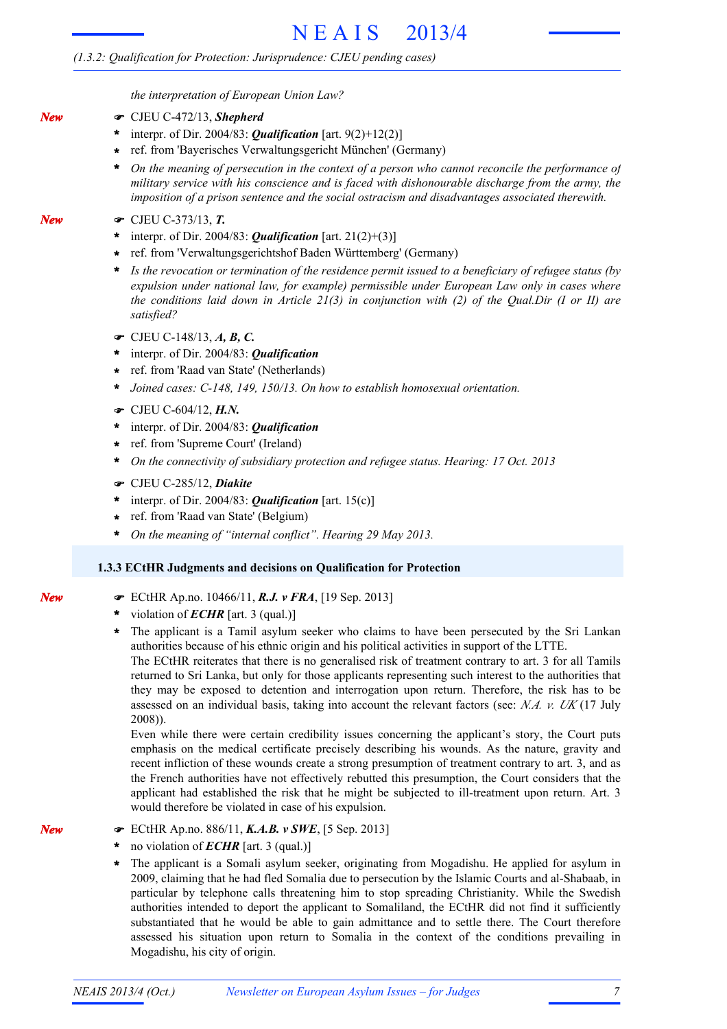*the interpretation of European Union Law?*

*New*

☛ CJEU C-472/13, ***Shepherd***
* interpr. of Dir. 2004/83: ***Qualification*** [art. 9(2)+12(2)]
* ref. from 'Bayerisches Verwaltungsgericht München' (Germany)
* *On the meaning of persecution in the context of a person who cannot reconcile the performance of military service with his conscience and is faced with dishonourable discharge from the army, the imposition of a prison sentence and the social ostracism and disadvantages associated therewith.*

*New*

☛ CJEU C-373/13, ***T.***
* interpr. of Dir. 2004/83: ***Qualification*** [art. 21(2)+(3)]
* ref. from 'Verwaltungsgerichtshof Baden Württemberg' (Germany)
* *Is the revocation or termination of the residence permit issued to a beneficiary of refugee status (by expulsion under national law, for example) permissible under European Law only in cases where the conditions laid down in Article 21(3) in conjunction with (2) of the Qual.Dir (I or II) are satisfied?*

☛ CJEU C-148/13, ***A, B, C.***
* interpr. of Dir. 2004/83: ***Qualification***
* ref. from 'Raad van State' (Netherlands)
* *Joined cases: C-148, 149, 150/13. On how to establish homosexual orientation.*

☛ CJEU C-604/12, ***H.N.***
* interpr. of Dir. 2004/83: ***Qualification***
* ref. from 'Supreme Court' (Ireland)
* *On the connectivity of subsidiary protection and refugee status. Hearing: 17 Oct. 2013*

☛ CJEU C-285/12, ***Diakite***
* interpr. of Dir. 2004/83: ***Qualification*** [art. 15(c)]
* ref. from 'Raad van State' (Belgium)
* *On the meaning of "internal conflict". Hearing 29 May 2013.*

### 1.3.3 ECtHR Judgments and decisions on Qualification for Protection

*New*

☛ ECtHR Ap.no. 10466/11, ***R.J. v FRA***, [19 Sep. 2013]
* violation of ***ECHR*** [art. 3 (qual.)]
* The applicant is a Tamil asylum seeker who claims to have been persecuted by the Sri Lankan authorities because of his ethnic origin and his political activities in support of the LTTE.
The ECtHR reiterates that there is no generalised risk of treatment contrary to art. 3 for all Tamils returned to Sri Lanka, but only for those applicants representing such interest to the authorities that they may be exposed to detention and interrogation upon return. Therefore, the risk has to be assessed on an individual basis, taking into account the relevant factors (see: *N.A. v. UK* (17 July 2008)).
Even while there were certain credibility issues concerning the applicant's story, the Court puts emphasis on the medical certificate precisely describing his wounds. As the nature, gravity and recent infliction of these wounds create a strong presumption of treatment contrary to art. 3, and as the French authorities have not effectively rebutted this presumption, the Court considers that the applicant had established the risk that he might be subjected to ill-treatment upon return. Art. 3 would therefore be violated in case of his expulsion.

*New*

☛ ECtHR Ap.no. 886/11, ***K.A.B. v SWE***, [5 Sep. 2013]
* no violation of ***ECHR*** [art. 3 (qual.)]
* The applicant is a Somali asylum seeker, originating from Mogadishu. He applied for asylum in 2009, claiming that he had fled Somalia due to persecution by the Islamic Courts and al-Shabaab, in particular by telephone calls threatening him to stop spreading Christianity. While the Swedish authorities intended to deport the applicant to Somaliland, the ECtHR did not find it sufficiently substantiated that he would be able to gain admittance and to settle there. The Court therefore assessed his situation upon return to Somalia in the context of the conditions prevailing in Mogadishu, his city of origin.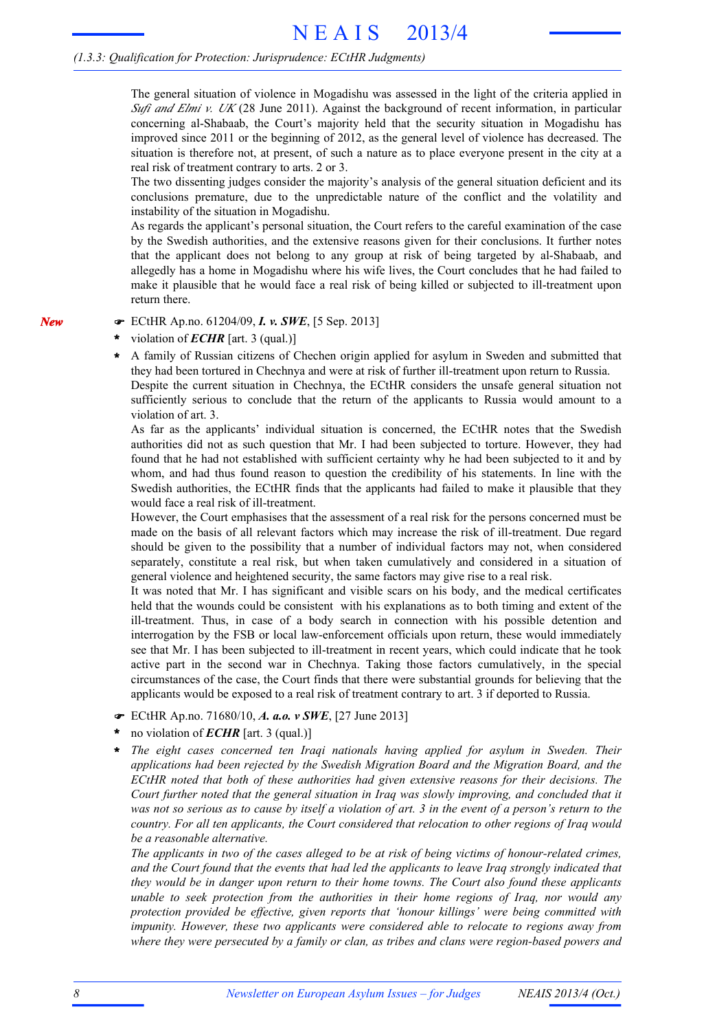The general situation of violence in Mogadishu was assessed in the light of the criteria applied in *Sufi and Elmi v. UK* (28 June 2011). Against the background of recent information, in particular concerning al-Shabaab, the Court's majority held that the security situation in Mogadishu has improved since 2011 or the beginning of 2012, as the general level of violence has decreased. The situation is therefore not, at present, of such a nature as to place everyone present in the city at a real risk of treatment contrary to arts. 2 or 3.

The two dissenting judges consider the majority's analysis of the general situation deficient and its conclusions premature, due to the unpredictable nature of the conflict and the volatility and instability of the situation in Mogadishu.

As regards the applicant's personal situation, the Court refers to the careful examination of the case by the Swedish authorities, and the extensive reasons given for their conclusions. It further notes that the applicant does not belong to any group at risk of being targeted by al-Shabaab, and allegedly has a home in Mogadishu where his wife lives, the Court concludes that he had failed to make it plausible that he would face a real risk of being killed or subjected to ill-treatment upon return there.

*New*

- ☞ ECtHR Ap.no. 61204/09, ***I. v. SWE***, [5 Sep. 2013]
- \* violation of ***ECHR*** [art. 3 (qual.)]
- \* A family of Russian citizens of Chechen origin applied for asylum in Sweden and submitted that they had been tortured in Chechnya and were at risk of further ill-treatment upon return to Russia.

  Despite the current situation in Chechnya, the ECtHR considers the unsafe general situation not sufficiently serious to conclude that the return of the applicants to Russia would amount to a violation of art. 3.

  As far as the applicants' individual situation is concerned, the ECtHR notes that the Swedish authorities did not as such question that Mr. I had been subjected to torture. However, they had found that he had not established with sufficient certainty why he had been subjected to it and by whom, and had thus found reason to question the credibility of his statements. In line with the Swedish authorities, the ECtHR finds that the applicants had failed to make it plausible that they would face a real risk of ill-treatment.

  However, the Court emphasises that the assessment of a real risk for the persons concerned must be made on the basis of all relevant factors which may increase the risk of ill-treatment. Due regard should be given to the possibility that a number of individual factors may not, when considered separately, constitute a real risk, but when taken cumulatively and considered in a situation of general violence and heightened security, the same factors may give rise to a real risk.

  It was noted that Mr. I has significant and visible scars on his body, and the medical certificates held that the wounds could be consistent with his explanations as to both timing and extent of the ill-treatment. Thus, in case of a body search in connection with his possible detention and interrogation by the FSB or local law-enforcement officials upon return, these would immediately see that Mr. I has been subjected to ill-treatment in recent years, which could indicate that he took active part in the second war in Chechnya. Taking those factors cumulatively, in the special circumstances of the case, the Court finds that there were substantial grounds for believing that the applicants would be exposed to a real risk of treatment contrary to art. 3 if deported to Russia.

- ☞ ECtHR Ap.no. 71680/10, ***A. a.o. v SWE***, [27 June 2013]
- \* no violation of ***ECHR*** [art. 3 (qual.)]
- \* *The eight cases concerned ten Iraqi nationals having applied for asylum in Sweden. Their applications had been rejected by the Swedish Migration Board and the Migration Board, and the ECtHR noted that both of these authorities had given extensive reasons for their decisions. The Court further noted that the general situation in Iraq was slowly improving, and concluded that it was not so serious as to cause by itself a violation of art. 3 in the event of a person's return to the country. For all ten applicants, the Court considered that relocation to other regions of Iraq would be a reasonable alternative.*

  *The applicants in two of the cases alleged to be at risk of being victims of honour-related crimes, and the Court found that the events that had led the applicants to leave Iraq strongly indicated that they would be in danger upon return to their home towns. The Court also found these applicants unable to seek protection from the authorities in their home regions of Iraq, nor would any protection provided be effective, given reports that 'honour killings' were being committed with impunity. However, these two applicants were considered able to relocate to regions away from where they were persecuted by a family or clan, as tribes and clans were region-based powers and*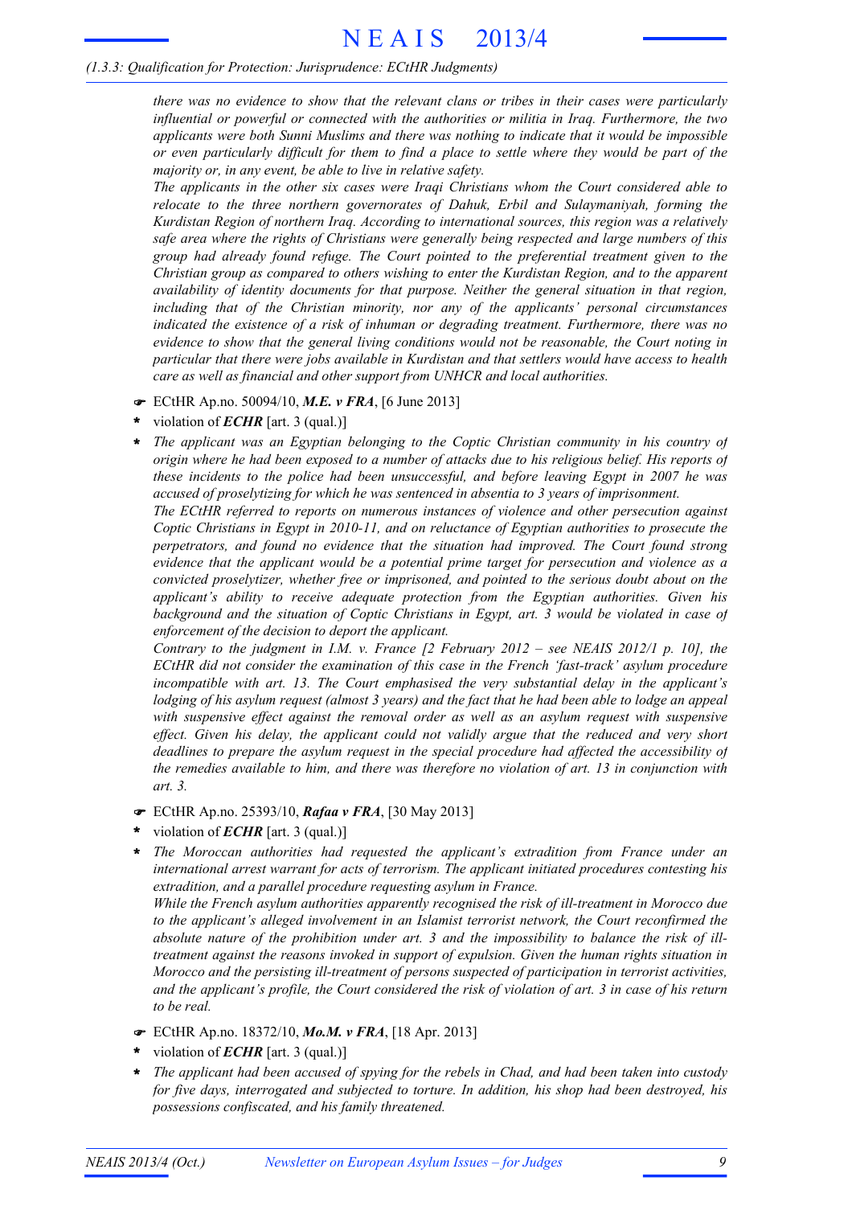*there was no evidence to show that the relevant clans or tribes in their cases were particularly influential or powerful or connected with the authorities or militia in Iraq. Furthermore, the two applicants were both Sunni Muslims and there was nothing to indicate that it would be impossible or even particularly difficult for them to find a place to settle where they would be part of the majority or, in any event, be able to live in relative safety.*

*The applicants in the other six cases were Iraqi Christians whom the Court considered able to relocate to the three northern governorates of Dahuk, Erbil and Sulaymaniyah, forming the Kurdistan Region of northern Iraq. According to international sources, this region was a relatively safe area where the rights of Christians were generally being respected and large numbers of this group had already found refuge. The Court pointed to the preferential treatment given to the Christian group as compared to others wishing to enter the Kurdistan Region, and to the apparent availability of identity documents for that purpose. Neither the general situation in that region, including that of the Christian minority, nor any of the applicants' personal circumstances indicated the existence of a risk of inhuman or degrading treatment. Furthermore, there was no evidence to show that the general living conditions would not be reasonable, the Court noting in particular that there were jobs available in Kurdistan and that settlers would have access to health care as well as financial and other support from UNHCR and local authorities.*

☛ ECtHR Ap.no. 50094/10, ***M.E. v FRA***, [6 June 2013]

- violation of ***ECHR*** [art. 3 (qual.)]
- *The applicant was an Egyptian belonging to the Coptic Christian community in his country of origin where he had been exposed to a number of attacks due to his religious belief. His reports of these incidents to the police had been unsuccessful, and before leaving Egypt in 2007 he was accused of proselytizing for which he was sentenced in absentia to 3 years of imprisonment.*

  *The ECtHR referred to reports on numerous instances of violence and other persecution against Coptic Christians in Egypt in 2010-11, and on reluctance of Egyptian authorities to prosecute the perpetrators, and found no evidence that the situation had improved. The Court found strong evidence that the applicant would be a potential prime target for persecution and violence as a convicted proselytizer, whether free or imprisoned, and pointed to the serious doubt about on the applicant's ability to receive adequate protection from the Egyptian authorities. Given his background and the situation of Coptic Christians in Egypt, art. 3 would be violated in case of enforcement of the decision to deport the applicant.*

  *Contrary to the judgment in I.M. v. France [2 February 2012 – see NEAIS 2012/1 p. 10], the ECtHR did not consider the examination of this case in the French 'fast-track' asylum procedure incompatible with art. 13. The Court emphasised the very substantial delay in the applicant's lodging of his asylum request (almost 3 years) and the fact that he had been able to lodge an appeal with suspensive effect against the removal order as well as an asylum request with suspensive effect. Given his delay, the applicant could not validly argue that the reduced and very short deadlines to prepare the asylum request in the special procedure had affected the accessibility of the remedies available to him, and there was therefore no violation of art. 13 in conjunction with art. 3.*

☛ ECtHR Ap.no. 25393/10, ***Rafaa v FRA***, [30 May 2013]

- violation of ***ECHR*** [art. 3 (qual.)]
- *The Moroccan authorities had requested the applicant's extradition from France under an international arrest warrant for acts of terrorism. The applicant initiated procedures contesting his extradition, and a parallel procedure requesting asylum in France.*

  *While the French asylum authorities apparently recognised the risk of ill-treatment in Morocco due to the applicant's alleged involvement in an Islamist terrorist network, the Court reconfirmed the absolute nature of the prohibition under art. 3 and the impossibility to balance the risk of ill-treatment against the reasons invoked in support of expulsion. Given the human rights situation in Morocco and the persisting ill-treatment of persons suspected of participation in terrorist activities, and the applicant's profile, the Court considered the risk of violation of art. 3 in case of his return to be real.*

☛ ECtHR Ap.no. 18372/10, ***Mo.M. v FRA***, [18 Apr. 2013]

- violation of ***ECHR*** [art. 3 (qual.)]
- *The applicant had been accused of spying for the rebels in Chad, and had been taken into custody for five days, interrogated and subjected to torture. In addition, his shop had been destroyed, his possessions confiscated, and his family threatened.*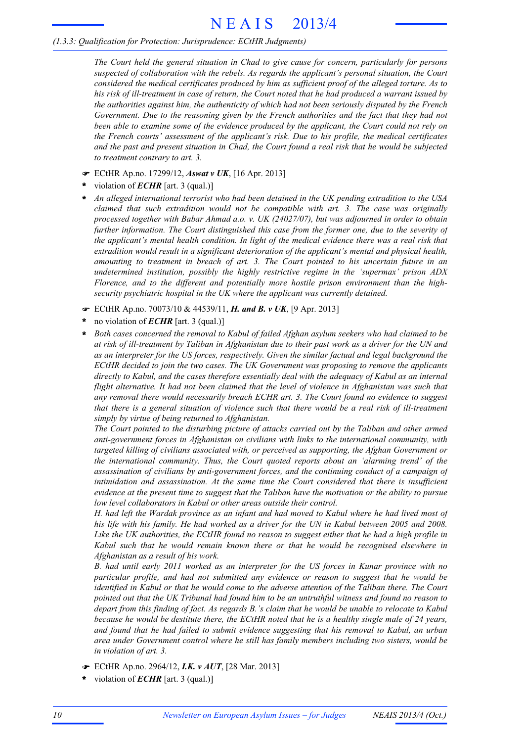*The Court held the general situation in Chad to give cause for concern, particularly for persons suspected of collaboration with the rebels. As regards the applicant's personal situation, the Court considered the medical certificates produced by him as sufficient proof of the alleged torture. As to his risk of ill-treatment in case of return, the Court noted that he had produced a warrant issued by the authorities against him, the authenticity of which had not been seriously disputed by the French Government. Due to the reasoning given by the French authorities and the fact that they had not been able to examine some of the evidence produced by the applicant, the Court could not rely on the French courts' assessment of the applicant's risk. Due to his profile, the medical certificates and the past and present situation in Chad, the Court found a real risk that he would be subjected to treatment contrary to art. 3.*

☛ ECtHR Ap.no. 17299/12, ***Aswat v UK***, [16 Apr. 2013]

* violation of ***ECHR*** [art. 3 (qual.)]

* *An alleged international terrorist who had been detained in the UK pending extradition to the USA claimed that such extradition would not be compatible with art. 3. The case was originally processed together with Babar Ahmad a.o. v. UK (24027/07), but was adjourned in order to obtain further information. The Court distinguished this case from the former one, due to the severity of the applicant's mental health condition. In light of the medical evidence there was a real risk that extradition would result in a significant deterioration of the applicant's mental and physical health, amounting to treatment in breach of art. 3. The Court pointed to his uncertain future in an undetermined institution, possibly the highly restrictive regime in the 'supermax' prison ADX Florence, and to the different and potentially more hostile prison environment than the high-security psychiatric hospital in the UK where the applicant was currently detained.*

☛ ECtHR Ap.no. 70073/10 & 44539/11, ***H. and B. v UK***, [9 Apr. 2013]

* no violation of ***ECHR*** [art. 3 (qual.)]

* *Both cases concerned the removal to Kabul of failed Afghan asylum seekers who had claimed to be at risk of ill-treatment by Taliban in Afghanistan due to their past work as a driver for the UN and as an interpreter for the US forces, respectively. Given the similar factual and legal background the ECtHR decided to join the two cases. The UK Government was proposing to remove the applicants directly to Kabul, and the cases therefore essentially deal with the adequacy of Kabul as an internal flight alternative. It had not been claimed that the level of violence in Afghanistan was such that any removal there would necessarily breach ECHR art. 3. The Court found no evidence to suggest that there is a general situation of violence such that there would be a real risk of ill-treatment simply by virtue of being returned to Afghanistan.*

  *The Court pointed to the disturbing picture of attacks carried out by the Taliban and other armed anti-government forces in Afghanistan on civilians with links to the international community, with targeted killing of civilians associated with, or perceived as supporting, the Afghan Government or the international community. Thus, the Court quoted reports about an 'alarming trend' of the assassination of civilians by anti-government forces, and the continuing conduct of a campaign of intimidation and assassination. At the same time the Court considered that there is insufficient evidence at the present time to suggest that the Taliban have the motivation or the ability to pursue low level collaborators in Kabul or other areas outside their control.*

  *H. had left the Wardak province as an infant and had moved to Kabul where he had lived most of his life with his family. He had worked as a driver for the UN in Kabul between 2005 and 2008. Like the UK authorities, the ECtHR found no reason to suggest either that he had a high profile in Kabul such that he would remain known there or that he would be recognised elsewhere in Afghanistan as a result of his work.*

  *B. had until early 2011 worked as an interpreter for the US forces in Kunar province with no particular profile, and had not submitted any evidence or reason to suggest that he would be identified in Kabul or that he would come to the adverse attention of the Taliban there. The Court pointed out that the UK Tribunal had found him to be an untruthful witness and found no reason to depart from this finding of fact. As regards B.'s claim that he would be unable to relocate to Kabul because he would be destitute there, the ECtHR noted that he is a healthy single male of 24 years, and found that he had failed to submit evidence suggesting that his removal to Kabul, an urban area under Government control where he still has family members including two sisters, would be in violation of art. 3.*

☛ ECtHR Ap.no. 2964/12, ***I.K. v AUT***, [28 Mar. 2013]

* violation of ***ECHR*** [art. 3 (qual.)]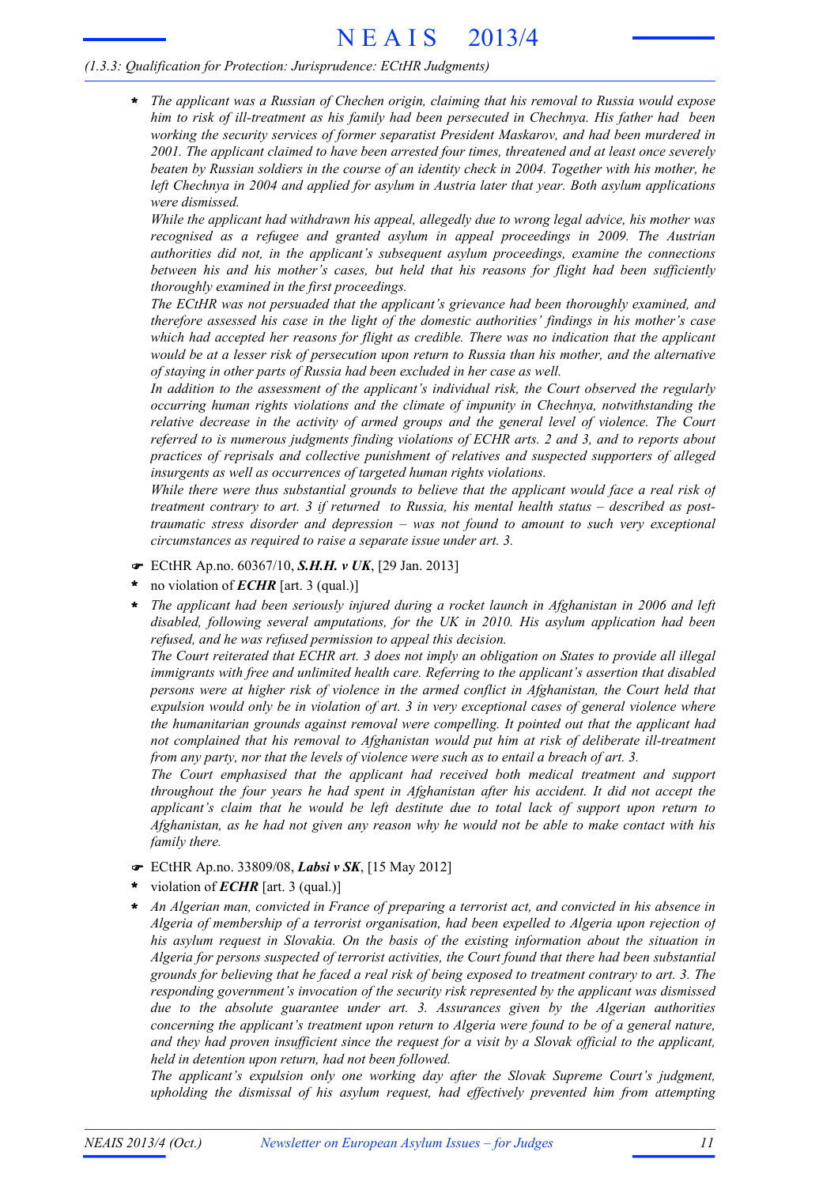*(1.3.3: Qualification for Protection: Jurisprudence: ECtHR Judgments)*

- * *The applicant was a Russian of Chechen origin, claiming that his removal to Russia would expose him to risk of ill-treatment as his family had been persecuted in Chechnya. His father had been working the security services of former separatist President Maskarov, and had been murdered in 2001. The applicant claimed to have been arrested four times, threatened and at least once severely beaten by Russian soldiers in the course of an identity check in 2004. Together with his mother, he left Chechnya in 2004 and applied for asylum in Austria later that year. Both asylum applications were dismissed.*

  *While the applicant had withdrawn his appeal, allegedly due to wrong legal advice, his mother was recognised as a refugee and granted asylum in appeal proceedings in 2009. The Austrian authorities did not, in the applicant's subsequent asylum proceedings, examine the connections between his and his mother's cases, but held that his reasons for flight had been sufficiently thoroughly examined in the first proceedings.*

  *The ECtHR was not persuaded that the applicant's grievance had been thoroughly examined, and therefore assessed his case in the light of the domestic authorities' findings in his mother's case which had accepted her reasons for flight as credible. There was no indication that the applicant would be at a lesser risk of persecution upon return to Russia than his mother, and the alternative of staying in other parts of Russia had been excluded in her case as well.*

  *In addition to the assessment of the applicant's individual risk, the Court observed the regularly occurring human rights violations and the climate of impunity in Chechnya, notwithstanding the relative decrease in the activity of armed groups and the general level of violence. The Court referred to is numerous judgments finding violations of ECHR arts. 2 and 3, and to reports about practices of reprisals and collective punishment of relatives and suspected supporters of alleged insurgents as well as occurrences of targeted human rights violations.*

  *While there were thus substantial grounds to believe that the applicant would face a real risk of treatment contrary to art. 3 if returned to Russia, his mental health status – described as post-traumatic stress disorder and depression – was not found to amount to such very exceptional circumstances as required to raise a separate issue under art. 3.*

- ☛ ECtHR Ap.no. 60367/10, ***S.H.H. v UK***, [29 Jan. 2013]
- * no violation of ***ECHR*** [art. 3 (qual.)]
- * *The applicant had been seriously injured during a rocket launch in Afghanistan in 2006 and left disabled, following several amputations, for the UK in 2010. His asylum application had been refused, and he was refused permission to appeal this decision.*

  *The Court reiterated that ECHR art. 3 does not imply an obligation on States to provide all illegal immigrants with free and unlimited health care. Referring to the applicant's assertion that disabled persons were at higher risk of violence in the armed conflict in Afghanistan, the Court held that expulsion would only be in violation of art. 3 in very exceptional cases of general violence where the humanitarian grounds against removal were compelling. It pointed out that the applicant had not complained that his removal to Afghanistan would put him at risk of deliberate ill-treatment from any party, nor that the levels of violence were such as to entail a breach of art. 3.*

  *The Court emphasised that the applicant had received both medical treatment and support throughout the four years he had spent in Afghanistan after his accident. It did not accept the applicant's claim that he would be left destitute due to total lack of support upon return to Afghanistan, as he had not given any reason why he would not be able to make contact with his family there.*

- ☛ ECtHR Ap.no. 33809/08, ***Labsi v SK***, [15 May 2012]
- * violation of ***ECHR*** [art. 3 (qual.)]
- * *An Algerian man, convicted in France of preparing a terrorist act, and convicted in his absence in Algeria of membership of a terrorist organisation, had been expelled to Algeria upon rejection of his asylum request in Slovakia. On the basis of the existing information about the situation in Algeria for persons suspected of terrorist activities, the Court found that there had been substantial grounds for believing that he faced a real risk of being exposed to treatment contrary to art. 3. The responding government's invocation of the security risk represented by the applicant was dismissed due to the absolute guarantee under art. 3. Assurances given by the Algerian authorities concerning the applicant's treatment upon return to Algeria were found to be of a general nature, and they had proven insufficient since the request for a visit by a Slovak official to the applicant, held in detention upon return, had not been followed.*

  *The applicant's expulsion only one working day after the Slovak Supreme Court's judgment, upholding the dismissal of his asylum request, had effectively prevented him from attempting*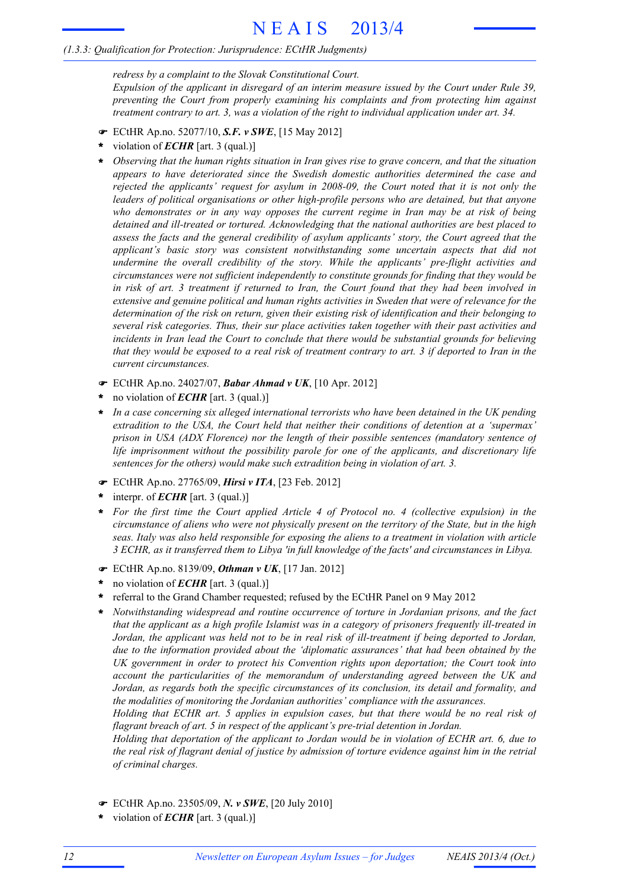*redress by a complaint to the Slovak Constitutional Court.*
*Expulsion of the applicant in disregard of an interim measure issued by the Court under Rule 39, preventing the Court from properly examining his complaints and from protecting him against treatment contrary to art. 3, was a violation of the right to individual application under art. 34.*

- ☛ ECtHR Ap.no. 52077/10, ***S.F. v SWE***, [15 May 2012]
- \* violation of ***ECHR*** [art. 3 (qual.)]
- \* *Observing that the human rights situation in Iran gives rise to grave concern, and that the situation appears to have deteriorated since the Swedish domestic authorities determined the case and rejected the applicants' request for asylum in 2008-09, the Court noted that it is not only the leaders of political organisations or other high-profile persons who are detained, but that anyone who demonstrates or in any way opposes the current regime in Iran may be at risk of being detained and ill-treated or tortured. Acknowledging that the national authorities are best placed to assess the facts and the general credibility of asylum applicants' story, the Court agreed that the applicant's basic story was consistent notwithstanding some uncertain aspects that did not undermine the overall credibility of the story. While the applicants' pre-flight activities and circumstances were not sufficient independently to constitute grounds for finding that they would be in risk of art. 3 treatment if returned to Iran, the Court found that they had been involved in extensive and genuine political and human rights activities in Sweden that were of relevance for the determination of the risk on return, given their existing risk of identification and their belonging to several risk categories. Thus, their sur place activities taken together with their past activities and incidents in Iran lead the Court to conclude that there would be substantial grounds for believing that they would be exposed to a real risk of treatment contrary to art. 3 if deported to Iran in the current circumstances.*

- ☛ ECtHR Ap.no. 24027/07, ***Babar Ahmad v UK***, [10 Apr. 2012]
- \* no violation of ***ECHR*** [art. 3 (qual.)]
- \* *In a case concerning six alleged international terrorists who have been detained in the UK pending extradition to the USA, the Court held that neither their conditions of detention at a 'supermax' prison in USA (ADX Florence) nor the length of their possible sentences (mandatory sentence of life imprisonment without the possibility parole for one of the applicants, and discretionary life sentences for the others) would make such extradition being in violation of art. 3.*

- ☛ ECtHR Ap.no. 27765/09, ***Hirsi v ITA***, [23 Feb. 2012]
- \* interpr. of ***ECHR*** [art. 3 (qual.)]
- \* *For the first time the Court applied Article 4 of Protocol no. 4 (collective expulsion) in the circumstance of aliens who were not physically present on the territory of the State, but in the high seas. Italy was also held responsible for exposing the aliens to a treatment in violation with article 3 ECHR, as it transferred them to Libya 'in full knowledge of the facts' and circumstances in Libya.*

- ☛ ECtHR Ap.no. 8139/09, ***Othman v UK***, [17 Jan. 2012]
- \* no violation of ***ECHR*** [art. 3 (qual.)]
- \* referral to the Grand Chamber requested; refused by the ECtHR Panel on 9 May 2012
- \* *Notwithstanding widespread and routine occurrence of torture in Jordanian prisons, and the fact that the applicant as a high profile Islamist was in a category of prisoners frequently ill-treated in Jordan, the applicant was held not to be in real risk of ill-treatment if being deported to Jordan, due to the information provided about the 'diplomatic assurances' that had been obtained by the UK government in order to protect his Convention rights upon deportation; the Court took into account the particularities of the memorandum of understanding agreed between the UK and Jordan, as regards both the specific circumstances of its conclusion, its detail and formality, and the modalities of monitoring the Jordanian authorities' compliance with the assurances.*
*Holding that ECHR art. 5 applies in expulsion cases, but that there would be no real risk of flagrant breach of art. 5 in respect of the applicant's pre-trial detention in Jordan.*
*Holding that deportation of the applicant to Jordan would be in violation of ECHR art. 6, due to the real risk of flagrant denial of justice by admission of torture evidence against him in the retrial of criminal charges.*

- ☛ ECtHR Ap.no. 23505/09, ***N. v SWE***, [20 July 2010]
- \* violation of ***ECHR*** [art. 3 (qual.)]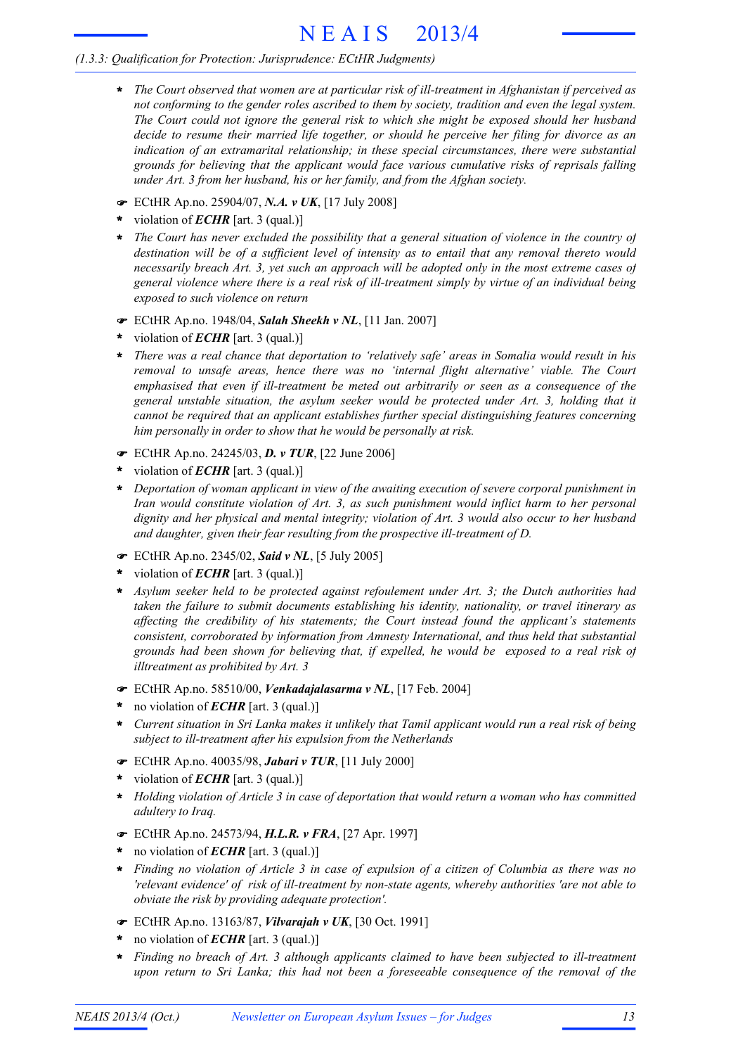- *The Court observed that women are at particular risk of ill-treatment in Afghanistan if perceived as not conforming to the gender roles ascribed to them by society, tradition and even the legal system. The Court could not ignore the general risk to which she might be exposed should her husband decide to resume their married life together, or should he perceive her filing for divorce as an indication of an extramarital relationship; in these special circumstances, there were substantial grounds for believing that the applicant would face various cumulative risks of reprisals falling under Art. 3 from her husband, his or her family, and from the Afghan society.*

☛ ECtHR Ap.no. 25904/07, ***N.A. v UK***, [17 July 2008]

- violation of ***ECHR*** [art. 3 (qual.)]
- *The Court has never excluded the possibility that a general situation of violence in the country of destination will be of a sufficient level of intensity as to entail that any removal thereto would necessarily breach Art. 3, yet such an approach will be adopted only in the most extreme cases of general violence where there is a real risk of ill-treatment simply by virtue of an individual being exposed to such violence on return*

☛ ECtHR Ap.no. 1948/04, ***Salah Sheekh v NL***, [11 Jan. 2007]

- violation of ***ECHR*** [art. 3 (qual.)]
- *There was a real chance that deportation to 'relatively safe' areas in Somalia would result in his removal to unsafe areas, hence there was no 'internal flight alternative' viable. The Court emphasised that even if ill-treatment be meted out arbitrarily or seen as a consequence of the general unstable situation, the asylum seeker would be protected under Art. 3, holding that it cannot be required that an applicant establishes further special distinguishing features concerning him personally in order to show that he would be personally at risk.*

☛ ECtHR Ap.no. 24245/03, ***D. v TUR***, [22 June 2006]

- violation of ***ECHR*** [art. 3 (qual.)]
- *Deportation of woman applicant in view of the awaiting execution of severe corporal punishment in Iran would constitute violation of Art. 3, as such punishment would inflict harm to her personal dignity and her physical and mental integrity; violation of Art. 3 would also occur to her husband and daughter, given their fear resulting from the prospective ill-treatment of D.*

☛ ECtHR Ap.no. 2345/02, ***Said v NL***, [5 July 2005]

- violation of ***ECHR*** [art. 3 (qual.)]
- *Asylum seeker held to be protected against refoulement under Art. 3; the Dutch authorities had taken the failure to submit documents establishing his identity, nationality, or travel itinerary as affecting the credibility of his statements; the Court instead found the applicant's statements consistent, corroborated by information from Amnesty International, and thus held that substantial grounds had been shown for believing that, if expelled, he would be exposed to a real risk of illtreatment as prohibited by Art. 3*

☛ ECtHR Ap.no. 58510/00, ***Venkadajalasarma v NL***, [17 Feb. 2004]

- no violation of ***ECHR*** [art. 3 (qual.)]
- *Current situation in Sri Lanka makes it unlikely that Tamil applicant would run a real risk of being subject to ill-treatment after his expulsion from the Netherlands*

☛ ECtHR Ap.no. 40035/98, ***Jabari v TUR***, [11 July 2000]

- violation of ***ECHR*** [art. 3 (qual.)]
- *Holding violation of Article 3 in case of deportation that would return a woman who has committed adultery to Iraq.*

☛ ECtHR Ap.no. 24573/94, ***H.L.R. v FRA***, [27 Apr. 1997]

- no violation of ***ECHR*** [art. 3 (qual.)]
- *Finding no violation of Article 3 in case of expulsion of a citizen of Columbia as there was no 'relevant evidence' of risk of ill-treatment by non-state agents, whereby authorities 'are not able to obviate the risk by providing adequate protection'.*

☛ ECtHR Ap.no. 13163/87, ***Vilvarajah v UK***, [30 Oct. 1991]

- no violation of ***ECHR*** [art. 3 (qual.)]
- *Finding no breach of Art. 3 although applicants claimed to have been subjected to ill-treatment upon return to Sri Lanka; this had not been a foreseeable consequence of the removal of the*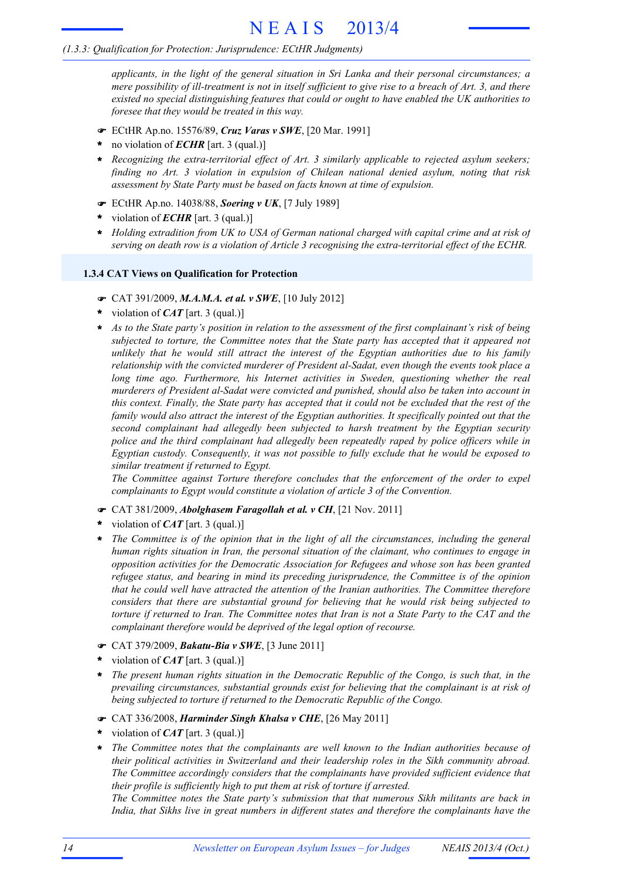*applicants, in the light of the general situation in Sri Lanka and their personal circumstances; a mere possibility of ill-treatment is not in itself sufficient to give rise to a breach of Art. 3, and there existed no special distinguishing features that could or ought to have enabled the UK authorities to foresee that they would be treated in this way.*

☛ ECtHR Ap.no. 15576/89, ***Cruz Varas v SWE***, [20 Mar. 1991]

- no violation of ***ECHR*** [art. 3 (qual.)]
- *Recognizing the extra-territorial effect of Art. 3 similarly applicable to rejected asylum seekers; finding no Art. 3 violation in expulsion of Chilean national denied asylum, noting that risk assessment by State Party must be based on facts known at time of expulsion.*

☛ ECtHR Ap.no. 14038/88, ***Soering v UK***, [7 July 1989]

- violation of ***ECHR*** [art. 3 (qual.)]
- *Holding extradition from UK to USA of German national charged with capital crime and at risk of serving on death row is a violation of Article 3 recognising the extra-territorial effect of the ECHR.*

### 1.3.4 CAT Views on Qualification for Protection

☛ CAT 391/2009, ***M.A.M.A. et al. v SWE***, [10 July 2012]

- violation of ***CAT*** [art. 3 (qual.)]
- *As to the State party's position in relation to the assessment of the first complainant's risk of being subjected to torture, the Committee notes that the State party has accepted that it appeared not unlikely that he would still attract the interest of the Egyptian authorities due to his family relationship with the convicted murderer of President al-Sadat, even though the events took place a long time ago. Furthermore, his Internet activities in Sweden, questioning whether the real murderers of President al-Sadat were convicted and punished, should also be taken into account in this context. Finally, the State party has accepted that it could not be excluded that the rest of the family would also attract the interest of the Egyptian authorities. It specifically pointed out that the second complainant had allegedly been subjected to harsh treatment by the Egyptian security police and the third complainant had allegedly been repeatedly raped by police officers while in Egyptian custody. Consequently, it was not possible to fully exclude that he would be exposed to similar treatment if returned to Egypt.*
  *The Committee against Torture therefore concludes that the enforcement of the order to expel complainants to Egypt would constitute a violation of article 3 of the Convention.*

☛ CAT 381/2009, ***Abolghasem Faragollah et al. v CH***, [21 Nov. 2011]

- violation of ***CAT*** [art. 3 (qual.)]
- *The Committee is of the opinion that in the light of all the circumstances, including the general human rights situation in Iran, the personal situation of the claimant, who continues to engage in opposition activities for the Democratic Association for Refugees and whose son has been granted refugee status, and bearing in mind its preceding jurisprudence, the Committee is of the opinion that he could well have attracted the attention of the Iranian authorities. The Committee therefore considers that there are substantial ground for believing that he would risk being subjected to torture if returned to Iran. The Committee notes that Iran is not a State Party to the CAT and the complainant therefore would be deprived of the legal option of recourse.*

☛ CAT 379/2009, ***Bakatu-Bia v SWE***, [3 June 2011]

- violation of ***CAT*** [art. 3 (qual.)]
- *The present human rights situation in the Democratic Republic of the Congo, is such that, in the prevailing circumstances, substantial grounds exist for believing that the complainant is at risk of being subjected to torture if returned to the Democratic Republic of the Congo.*

☛ CAT 336/2008, ***Harminder Singh Khalsa v CHE***, [26 May 2011]

- violation of ***CAT*** [art. 3 (qual.)]
- *The Committee notes that the complainants are well known to the Indian authorities because of their political activities in Switzerland and their leadership roles in the Sikh community abroad. The Committee accordingly considers that the complainants have provided sufficient evidence that their profile is sufficiently high to put them at risk of torture if arrested.*
  *The Committee notes the State party's submission that that numerous Sikh militants are back in India, that Sikhs live in great numbers in different states and therefore the complainants have the*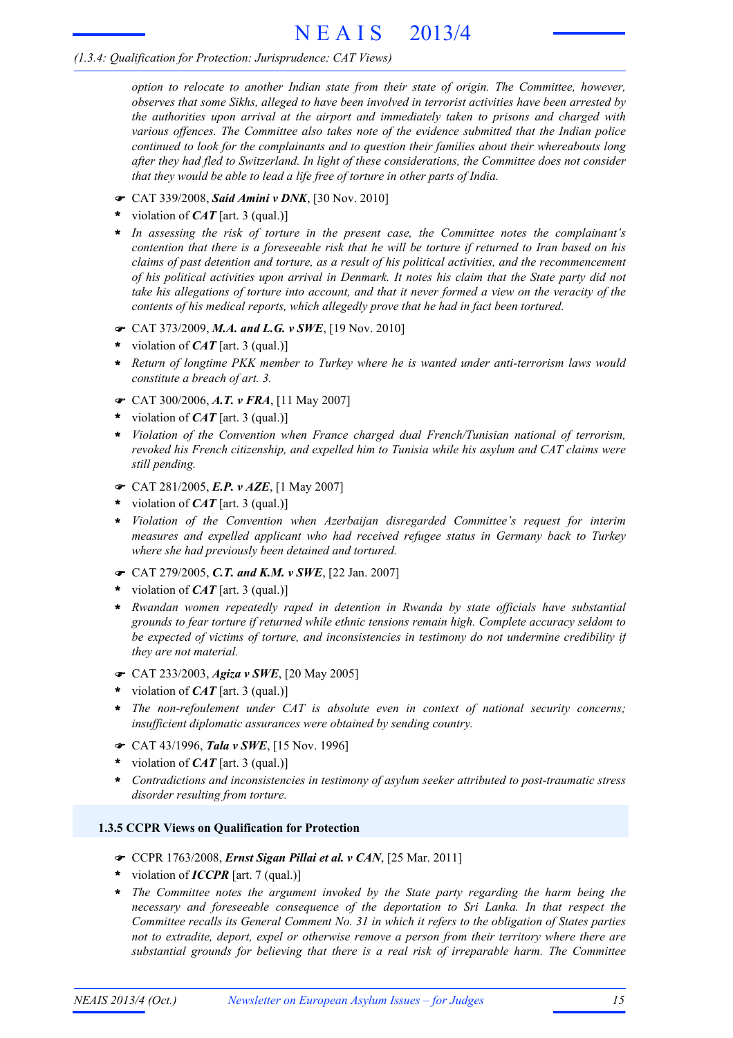*option to relocate to another Indian state from their state of origin. The Committee, however, observes that some Sikhs, alleged to have been involved in terrorist activities have been arrested by the authorities upon arrival at the airport and immediately taken to prisons and charged with various offences. The Committee also takes note of the evidence submitted that the Indian police continued to look for the complainants and to question their families about their whereabouts long after they had fled to Switzerland. In light of these considerations, the Committee does not consider that they would be able to lead a life free of torture in other parts of India.*

☛ CAT 339/2008, ***Said Amini v DNK***, [30 Nov. 2010]

- violation of ***CAT*** [art. 3 (qual.)]
- *In assessing the risk of torture in the present case, the Committee notes the complainant's contention that there is a foreseeable risk that he will be torture if returned to Iran based on his claims of past detention and torture, as a result of his political activities, and the recommencement of his political activities upon arrival in Denmark. It notes his claim that the State party did not take his allegations of torture into account, and that it never formed a view on the veracity of the contents of his medical reports, which allegedly prove that he had in fact been tortured.*

☛ CAT 373/2009, ***M.A. and L.G. v SWE***, [19 Nov. 2010]

- violation of ***CAT*** [art. 3 (qual.)]
- *Return of longtime PKK member to Turkey where he is wanted under anti-terrorism laws would constitute a breach of art. 3.*

☛ CAT 300/2006, ***A.T. v FRA***, [11 May 2007]

- violation of ***CAT*** [art. 3 (qual.)]
- *Violation of the Convention when France charged dual French/Tunisian national of terrorism, revoked his French citizenship, and expelled him to Tunisia while his asylum and CAT claims were still pending.*

☛ CAT 281/2005, ***E.P. v AZE***, [1 May 2007]

- violation of ***CAT*** [art. 3 (qual.)]
- *Violation of the Convention when Azerbaijan disregarded Committee's request for interim measures and expelled applicant who had received refugee status in Germany back to Turkey where she had previously been detained and tortured.*

☛ CAT 279/2005, ***C.T. and K.M. v SWE***, [22 Jan. 2007]

- violation of ***CAT*** [art. 3 (qual.)]
- *Rwandan women repeatedly raped in detention in Rwanda by state officials have substantial grounds to fear torture if returned while ethnic tensions remain high. Complete accuracy seldom to be expected of victims of torture, and inconsistencies in testimony do not undermine credibility if they are not material.*

☛ CAT 233/2003, ***Agiza v SWE***, [20 May 2005]

- violation of ***CAT*** [art. 3 (qual.)]
- *The non-refoulement under CAT is absolute even in context of national security concerns; insufficient diplomatic assurances were obtained by sending country.*

☛ CAT 43/1996, ***Tala v SWE***, [15 Nov. 1996]

- violation of ***CAT*** [art. 3 (qual.)]
- *Contradictions and inconsistencies in testimony of asylum seeker attributed to post-traumatic stress disorder resulting from torture.*

### 1.3.5 CCPR Views on Qualification for Protection

☛ CCPR 1763/2008, ***Ernst Sigan Pillai et al. v CAN***, [25 Mar. 2011]

- violation of ***ICCPR*** [art. 7 (qual.)]
- *The Committee notes the argument invoked by the State party regarding the harm being the necessary and foreseeable consequence of the deportation to Sri Lanka. In that respect the Committee recalls its General Comment No. 31 in which it refers to the obligation of States parties not to extradite, deport, expel or otherwise remove a person from their territory where there are substantial grounds for believing that there is a real risk of irreparable harm. The Committee*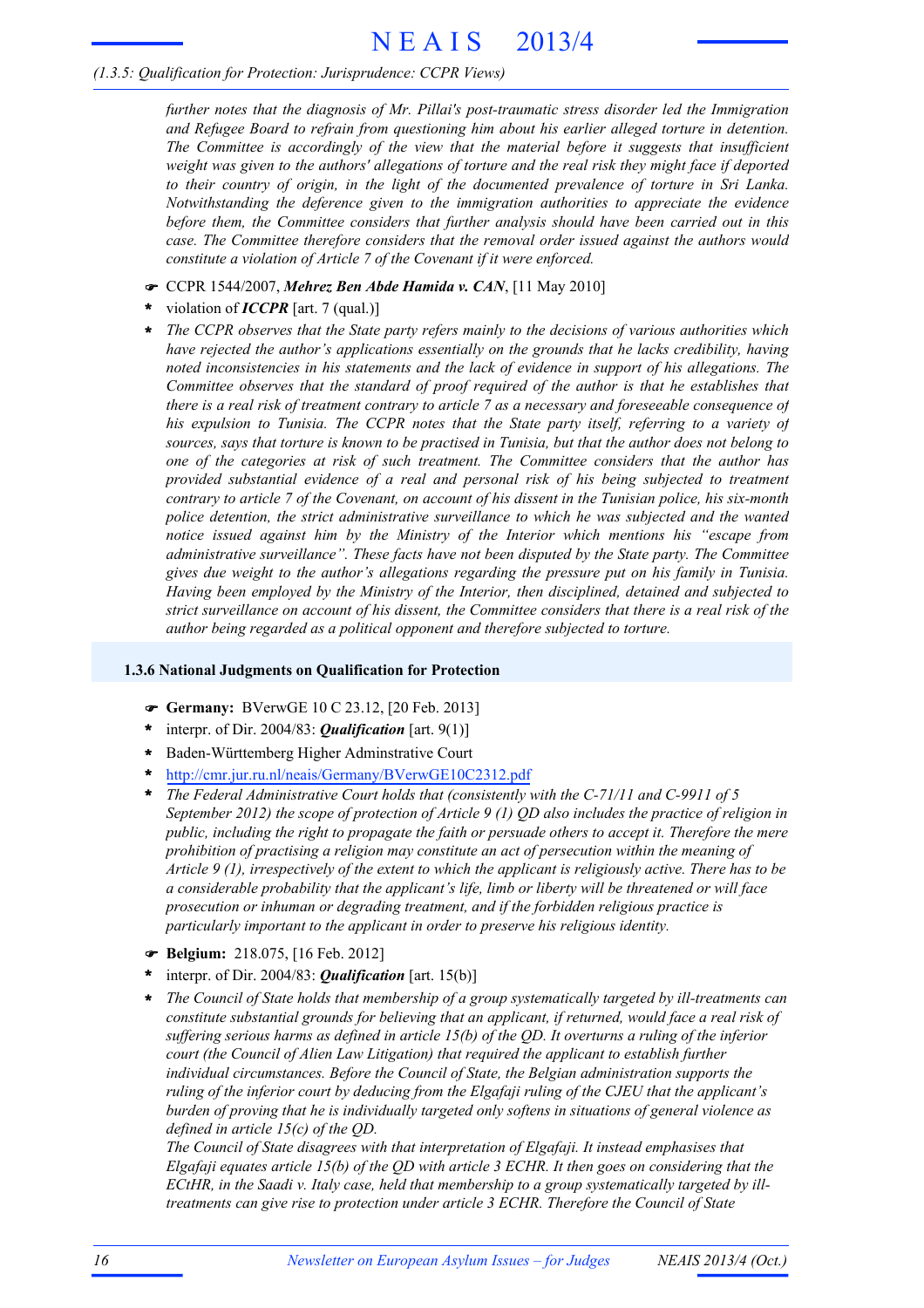*further notes that the diagnosis of Mr. Pillai's post-traumatic stress disorder led the Immigration and Refugee Board to refrain from questioning him about his earlier alleged torture in detention. The Committee is accordingly of the view that the material before it suggests that insufficient weight was given to the authors' allegations of torture and the real risk they might face if deported to their country of origin, in the light of the documented prevalence of torture in Sri Lanka. Notwithstanding the deference given to the immigration authorities to appreciate the evidence before them, the Committee considers that further analysis should have been carried out in this case. The Committee therefore considers that the removal order issued against the authors would constitute a violation of Article 7 of the Covenant if it were enforced.*

☛ CCPR 1544/2007, ***Mehrez Ben Abde Hamida v. CAN***, [11 May 2010]

- violation of ***ICCPR*** [art. 7 (qual.)]
- *The CCPR observes that the State party refers mainly to the decisions of various authorities which have rejected the author's applications essentially on the grounds that he lacks credibility, having noted inconsistencies in his statements and the lack of evidence in support of his allegations. The Committee observes that the standard of proof required of the author is that he establishes that there is a real risk of treatment contrary to article 7 as a necessary and foreseeable consequence of his expulsion to Tunisia. The CCPR notes that the State party itself, referring to a variety of sources, says that torture is known to be practised in Tunisia, but that the author does not belong to one of the categories at risk of such treatment. The Committee considers that the author has provided substantial evidence of a real and personal risk of his being subjected to treatment contrary to article 7 of the Covenant, on account of his dissent in the Tunisian police, his six-month police detention, the strict administrative surveillance to which he was subjected and the wanted notice issued against him by the Ministry of the Interior which mentions his "escape from administrative surveillance". These facts have not been disputed by the State party. The Committee gives due weight to the author's allegations regarding the pressure put on his family in Tunisia. Having been employed by the Ministry of the Interior, then disciplined, detained and subjected to strict surveillance on account of his dissent, the Committee considers that there is a real risk of the author being regarded as a political opponent and therefore subjected to torture.*

### 1.3.6 National Judgments on Qualification for Protection

☛ **Germany:** BVerwGE 10 C 23.12, [20 Feb. 2013]

- interpr. of Dir. 2004/83: ***Qualification*** [art. 9(1)]
- Baden-Württemberg Higher Adminstrative Court
- http://cmr.jur.ru.nl/neais/Germany/BVerwGE10C2312.pdf
- *The Federal Administrative Court holds that (consistently with the C-71/11 and C-9911 of 5 September 2012) the scope of protection of Article 9 (1) QD also includes the practice of religion in public, including the right to propagate the faith or persuade others to accept it. Therefore the mere prohibition of practising a religion may constitute an act of persecution within the meaning of Article 9 (1), irrespectively of the extent to which the applicant is religiously active. There has to be a considerable probability that the applicant's life, limb or liberty will be threatened or will face prosecution or inhuman or degrading treatment, and if the forbidden religious practice is particularly important to the applicant in order to preserve his religious identity.*

☛ **Belgium:** 218.075, [16 Feb. 2012]

- interpr. of Dir. 2004/83: ***Qualification*** [art. 15(b)]
- *The Council of State holds that membership of a group systematically targeted by ill-treatments can constitute substantial grounds for believing that an applicant, if returned, would face a real risk of suffering serious harms as defined in article 15(b) of the QD. It overturns a ruling of the inferior court (the Council of Alien Law Litigation) that required the applicant to establish further individual circumstances. Before the Council of State, the Belgian administration supports the ruling of the inferior court by deducing from the Elgafaji ruling of the CJEU that the applicant's burden of proving that he is individually targeted only softens in situations of general violence as defined in article 15(c) of the QD.*
  *The Council of State disagrees with that interpretation of Elgafaji. It instead emphasises that Elgafaji equates article 15(b) of the QD with article 3 ECHR. It then goes on considering that the ECtHR, in the Saadi v. Italy case, held that membership to a group systematically targeted by ill-treatments can give rise to protection under article 3 ECHR. Therefore the Council of State*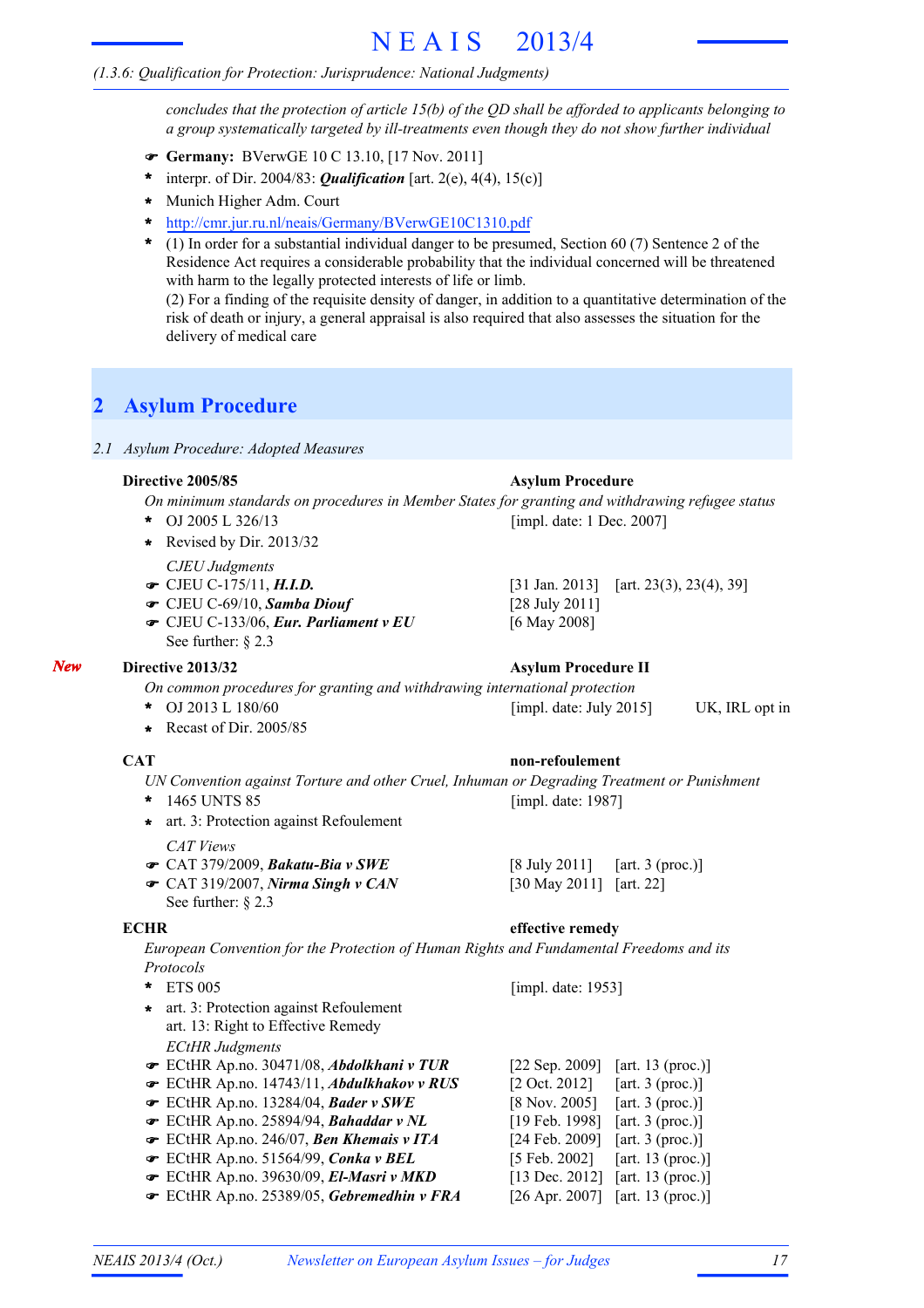*concludes that the protection of article 15(b) of the QD shall be afforded to applicants belonging to a group systematically targeted by ill-treatments even though they do not show further individual*

- ☛ **Germany:** BVerwGE 10 C 13.10, [17 Nov. 2011]
- * interpr. of Dir. 2004/83: ***Qualification*** [art. 2(e), 4(4), 15(c)]
- * Munich Higher Adm. Court
- * http://cmr.jur.ru.nl/neais/Germany/BVerwGE10C1310.pdf
- * (1) In order for a substantial individual danger to be presumed, Section 60 (7) Sentence 2 of the Residence Act requires a considerable probability that the individual concerned will be threatened with harm to the legally protected interests of life or limb.
  (2) For a finding of the requisite density of danger, in addition to a quantitative determination of the risk of death or injury, a general appraisal is also required that also assesses the situation for the delivery of medical care

# 2 Asylum Procedure

## 2.1 Asylum Procedure: Adopted Measures

**Directive 2005/85** — **Asylum Procedure**

*On minimum standards on procedures in Member States for granting and withdrawing refugee status*

- * OJ 2005 L 326/13 — [impl. date: 1 Dec. 2007]
- * Revised by Dir. 2013/32

*CJEU Judgments*

- ☛ CJEU C-175/11, ***H.I.D.*** — [31 Jan. 2013] [art. 23(3), 23(4), 39]
- ☛ CJEU C-69/10, ***Samba Diouf*** — [28 July 2011]
- ☛ CJEU C-133/06, ***Eur. Parliament v EU*** — [6 May 2008]

See further: § 2.3

*New*

**Directive 2013/32** — **Asylum Procedure II**

*On common procedures for granting and withdrawing international protection*

- * OJ 2013 L 180/60 — [impl. date: July 2015] UK, IRL opt in
- * Recast of Dir. 2005/85

**CAT** — **non-refoulement**

*UN Convention against Torture and other Cruel, Inhuman or Degrading Treatment or Punishment*

- * 1465 UNTS 85 — [impl. date: 1987]
- * art. 3: Protection against Refoulement

*CAT Views*

- ☛ CAT 379/2009, ***Bakatu-Bia v SWE*** — [8 July 2011] [art. 3 (proc.)]
- ☛ CAT 319/2007, ***Nirma Singh v CAN*** — [30 May 2011] [art. 22]

See further: § 2.3

**ECHR** — **effective remedy**

*European Convention for the Protection of Human Rights and Fundamental Freedoms and its Protocols*

- * ETS 005 — [impl. date: 1953]
- * art. 3: Protection against Refoulement
  art. 13: Right to Effective Remedy

*ECtHR Judgments*

- ☛ ECtHR Ap.no. 30471/08, ***Abdolkhani v TUR*** — [22 Sep. 2009] [art. 13 (proc.)]
- ☛ ECtHR Ap.no. 14743/11, ***Abdulkhakov v RUS*** — [2 Oct. 2012] [art. 3 (proc.)]
- ☛ ECtHR Ap.no. 13284/04, ***Bader v SWE*** — [8 Nov. 2005] [art. 3 (proc.)]
- ☛ ECtHR Ap.no. 25894/94, ***Bahaddar v NL*** — [19 Feb. 1998] [art. 3 (proc.)]
- ☛ ECtHR Ap.no. 246/07, ***Ben Khemais v ITA*** — [24 Feb. 2009] [art. 3 (proc.)]
- ☛ ECtHR Ap.no. 51564/99, ***Conka v BEL*** — [5 Feb. 2002] [art. 13 (proc.)]
- ☛ ECtHR Ap.no. 39630/09, ***El-Masri v MKD*** — [13 Dec. 2012] [art. 13 (proc.)]
- ☛ ECtHR Ap.no. 25389/05, ***Gebremedhin v FRA*** — [26 Apr. 2007] [art. 13 (proc.)]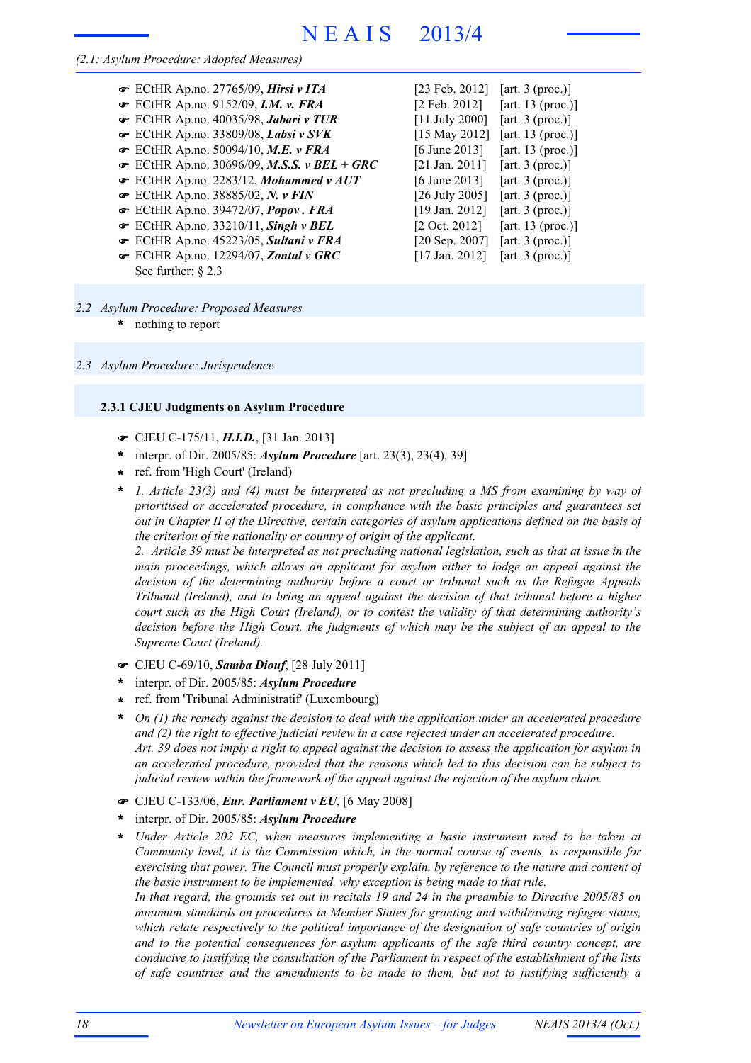*(2.1: Asylum Procedure: Adopted Measures)*

- ☛ ECtHR Ap.no. 27765/09, ***Hirsi v ITA*** [23 Feb. 2012] [art. 3 (proc.)]
- ☛ ECtHR Ap.no. 9152/09, ***I.M. v. FRA*** [2 Feb. 2012] [art. 13 (proc.)]
- ☛ ECtHR Ap.no. 40035/98, ***Jabari v TUR*** [11 July 2000] [art. 3 (proc.)]
- ☛ ECtHR Ap.no. 33809/08, ***Labsi v SVK*** [15 May 2012] [art. 13 (proc.)]
- ☛ ECtHR Ap.no. 50094/10, ***M.E. v FRA*** [6 June 2013] [art. 13 (proc.)]
- ☛ ECtHR Ap.no. 30696/09, ***M.S.S. v BEL + GRC*** [21 Jan. 2011] [art. 3 (proc.)]
- ☛ ECtHR Ap.no. 2283/12, ***Mohammed v AUT*** [6 June 2013] [art. 3 (proc.)]
- ☛ ECtHR Ap.no. 38885/02, ***N. v FIN*** [26 July 2005] [art. 3 (proc.)]
- ☛ ECtHR Ap.no. 39472/07, ***Popov . FRA*** [19 Jan. 2012] [art. 3 (proc.)]
- ☛ ECtHR Ap.no. 33210/11, ***Singh v BEL*** [2 Oct. 2012] [art. 13 (proc.)]
- ☛ ECtHR Ap.no. 45223/05, ***Sultani v FRA*** [20 Sep. 2007] [art. 3 (proc.)]
- ☛ ECtHR Ap.no. 12294/07, ***Zontul v GRC*** [17 Jan. 2012] [art. 3 (proc.)]

See further: § 2.3

## 2.2 *Asylum Procedure: Proposed Measures*

- \* nothing to report

## 2.3 *Asylum Procedure: Jurisprudence*

### 2.3.1 CJEU Judgments on Asylum Procedure

- ☛ CJEU C-175/11, ***H.I.D.***, [31 Jan. 2013]
- \* interpr. of Dir. 2005/85: ***Asylum Procedure*** [art. 23(3), 23(4), 39]
- \* ref. from 'High Court' (Ireland)
- \* *1. Article 23(3) and (4) must be interpreted as not precluding a MS from examining by way of prioritised or accelerated procedure, in compliance with the basic principles and guarantees set out in Chapter II of the Directive, certain categories of asylum applications defined on the basis of the criterion of the nationality or country of origin of the applicant.*
  *2. Article 39 must be interpreted as not precluding national legislation, such as that at issue in the main proceedings, which allows an applicant for asylum either to lodge an appeal against the decision of the determining authority before a court or tribunal such as the Refugee Appeals Tribunal (Ireland), and to bring an appeal against the decision of that tribunal before a higher court such as the High Court (Ireland), or to contest the validity of that determining authority's decision before the High Court, the judgments of which may be the subject of an appeal to the Supreme Court (Ireland).*

- ☛ CJEU C-69/10, ***Samba Diouf***, [28 July 2011]
- \* interpr. of Dir. 2005/85: ***Asylum Procedure***
- \* ref. from 'Tribunal Administratif' (Luxembourg)
- \* *On (1) the remedy against the decision to deal with the application under an accelerated procedure and (2) the right to effective judicial review in a case rejected under an accelerated procedure.*
  *Art. 39 does not imply a right to appeal against the decision to assess the application for asylum in an accelerated procedure, provided that the reasons which led to this decision can be subject to judicial review within the framework of the appeal against the rejection of the asylum claim.*

- ☛ CJEU C-133/06, ***Eur. Parliament v EU***, [6 May 2008]
- \* interpr. of Dir. 2005/85: ***Asylum Procedure***
- \* *Under Article 202 EC, when measures implementing a basic instrument need to be taken at Community level, it is the Commission which, in the normal course of events, is responsible for exercising that power. The Council must properly explain, by reference to the nature and content of the basic instrument to be implemented, why exception is being made to that rule.*
  *In that regard, the grounds set out in recitals 19 and 24 in the preamble to Directive 2005/85 on minimum standards on procedures in Member States for granting and withdrawing refugee status, which relate respectively to the political importance of the designation of safe countries of origin and to the potential consequences for asylum applicants of the safe third country concept, are conducive to justifying the consultation of the Parliament in respect of the establishment of the lists of safe countries and the amendments to be made to them, but not to justifying sufficiently a*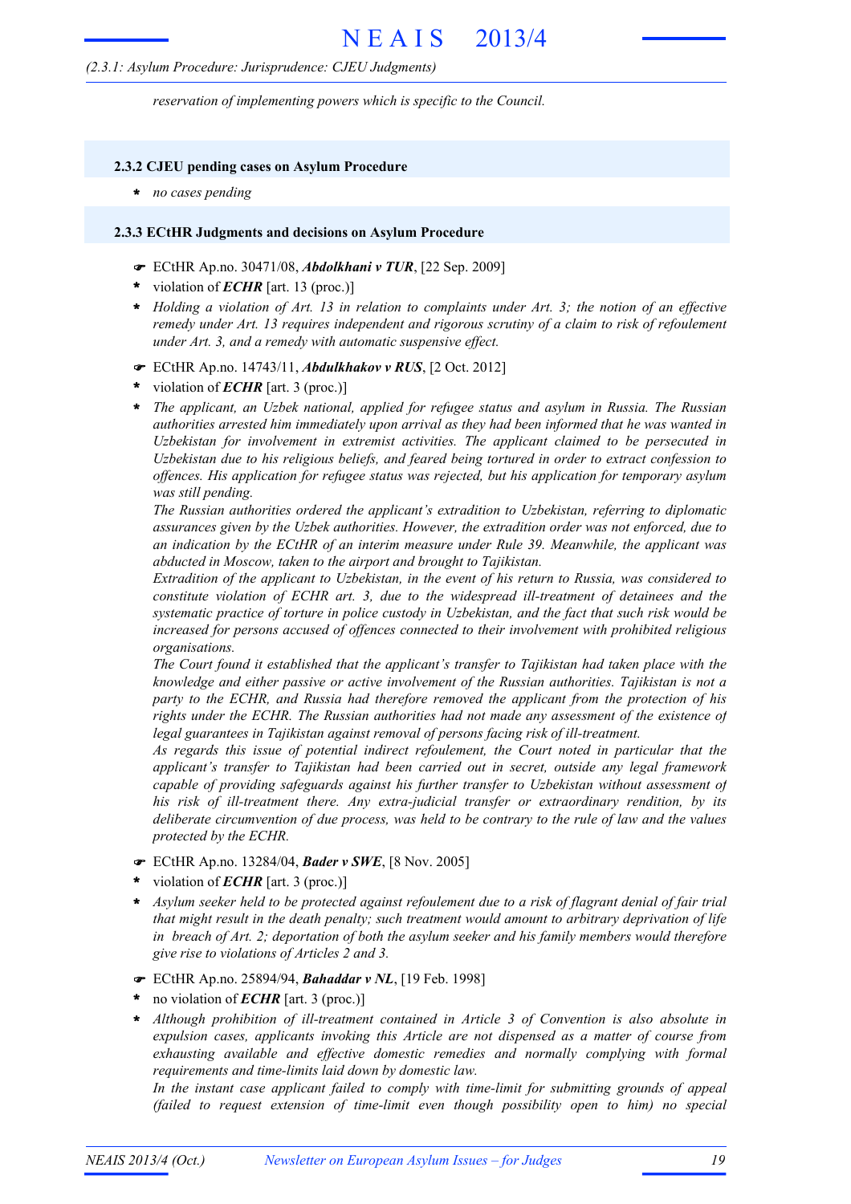*reservation of implementing powers which is specific to the Council.*

### 2.3.2 CJEU pending cases on Asylum Procedure

- *no cases pending*

### 2.3.3 ECtHR Judgments and decisions on Asylum Procedure

☛ ECtHR Ap.no. 30471/08, ***Abdolkhani v TUR***, [22 Sep. 2009]

- violation of ***ECHR*** [art. 13 (proc.)]
- *Holding a violation of Art. 13 in relation to complaints under Art. 3; the notion of an effective remedy under Art. 13 requires independent and rigorous scrutiny of a claim to risk of refoulement under Art. 3, and a remedy with automatic suspensive effect.*

☛ ECtHR Ap.no. 14743/11, ***Abdulkhakov v RUS***, [2 Oct. 2012]

- violation of ***ECHR*** [art. 3 (proc.)]
- *The applicant, an Uzbek national, applied for refugee status and asylum in Russia. The Russian authorities arrested him immediately upon arrival as they had been informed that he was wanted in Uzbekistan for involvement in extremist activities. The applicant claimed to be persecuted in Uzbekistan due to his religious beliefs, and feared being tortured in order to extract confession to offences. His application for refugee status was rejected, but his application for temporary asylum was still pending.*
  *The Russian authorities ordered the applicant's extradition to Uzbekistan, referring to diplomatic assurances given by the Uzbek authorities. However, the extradition order was not enforced, due to an indication by the ECtHR of an interim measure under Rule 39. Meanwhile, the applicant was abducted in Moscow, taken to the airport and brought to Tajikistan.*
  *Extradition of the applicant to Uzbekistan, in the event of his return to Russia, was considered to constitute violation of ECHR art. 3, due to the widespread ill-treatment of detainees and the systematic practice of torture in police custody in Uzbekistan, and the fact that such risk would be increased for persons accused of offences connected to their involvement with prohibited religious organisations.*
  *The Court found it established that the applicant's transfer to Tajikistan had taken place with the knowledge and either passive or active involvement of the Russian authorities. Tajikistan is not a party to the ECHR, and Russia had therefore removed the applicant from the protection of his rights under the ECHR. The Russian authorities had not made any assessment of the existence of legal guarantees in Tajikistan against removal of persons facing risk of ill-treatment.*
  *As regards this issue of potential indirect refoulement, the Court noted in particular that the applicant's transfer to Tajikistan had been carried out in secret, outside any legal framework capable of providing safeguards against his further transfer to Uzbekistan without assessment of his risk of ill-treatment there. Any extra-judicial transfer or extraordinary rendition, by its deliberate circumvention of due process, was held to be contrary to the rule of law and the values protected by the ECHR.*

☛ ECtHR Ap.no. 13284/04, ***Bader v SWE***, [8 Nov. 2005]

- violation of ***ECHR*** [art. 3 (proc.)]
- *Asylum seeker held to be protected against refoulement due to a risk of flagrant denial of fair trial that might result in the death penalty; such treatment would amount to arbitrary deprivation of life in breach of Art. 2; deportation of both the asylum seeker and his family members would therefore give rise to violations of Articles 2 and 3.*

☛ ECtHR Ap.no. 25894/94, ***Bahaddar v NL***, [19 Feb. 1998]

- no violation of ***ECHR*** [art. 3 (proc.)]
- *Although prohibition of ill-treatment contained in Article 3 of Convention is also absolute in expulsion cases, applicants invoking this Article are not dispensed as a matter of course from exhausting available and effective domestic remedies and normally complying with formal requirements and time-limits laid down by domestic law.*
  *In the instant case applicant failed to comply with time-limit for submitting grounds of appeal (failed to request extension of time-limit even though possibility open to him) no special*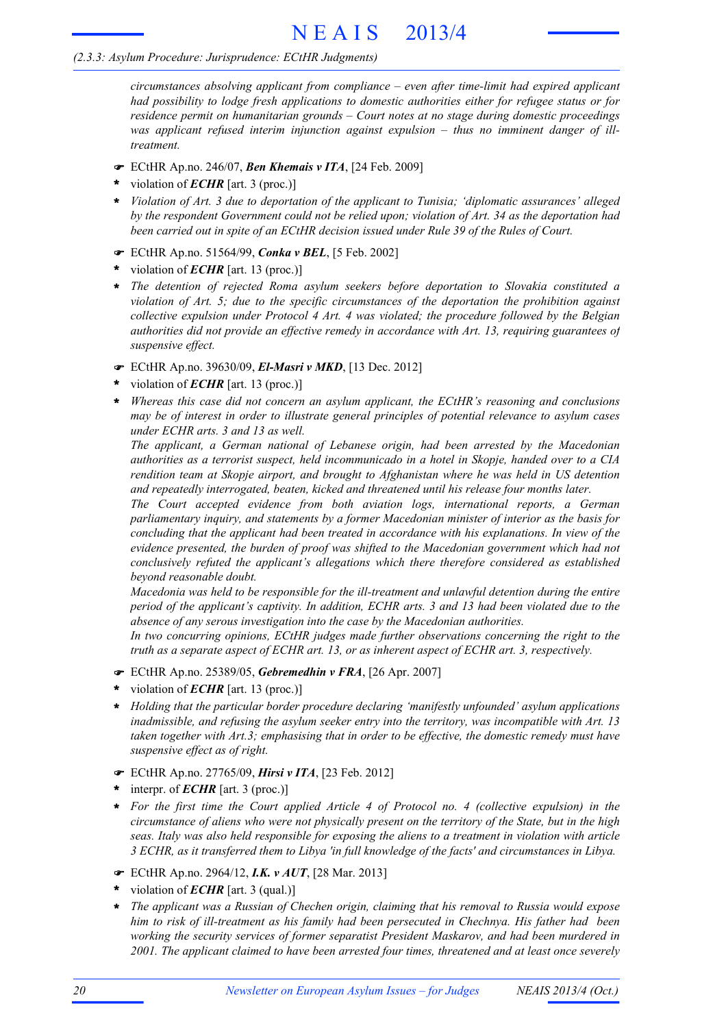*circumstances absolving applicant from compliance – even after time-limit had expired applicant had possibility to lodge fresh applications to domestic authorities either for refugee status or for residence permit on humanitarian grounds – Court notes at no stage during domestic proceedings was applicant refused interim injunction against expulsion – thus no imminent danger of ill-treatment.*

☛ ECtHR Ap.no. 246/07, ***Ben Khemais v ITA***, [24 Feb. 2009]

- violation of ***ECHR*** [art. 3 (proc.)]
- *Violation of Art. 3 due to deportation of the applicant to Tunisia; 'diplomatic assurances' alleged by the respondent Government could not be relied upon; violation of Art. 34 as the deportation had been carried out in spite of an ECtHR decision issued under Rule 39 of the Rules of Court.*

☛ ECtHR Ap.no. 51564/99, ***Conka v BEL***, [5 Feb. 2002]

- violation of ***ECHR*** [art. 13 (proc.)]
- *The detention of rejected Roma asylum seekers before deportation to Slovakia constituted a violation of Art. 5; due to the specific circumstances of the deportation the prohibition against collective expulsion under Protocol 4 Art. 4 was violated; the procedure followed by the Belgian authorities did not provide an effective remedy in accordance with Art. 13, requiring guarantees of suspensive effect.*

☛ ECtHR Ap.no. 39630/09, ***El-Masri v MKD***, [13 Dec. 2012]

- violation of ***ECHR*** [art. 13 (proc.)]
- *Whereas this case did not concern an asylum applicant, the ECtHR's reasoning and conclusions may be of interest in order to illustrate general principles of potential relevance to asylum cases under ECHR arts. 3 and 13 as well.*

  *The applicant, a German national of Lebanese origin, had been arrested by the Macedonian authorities as a terrorist suspect, held incommunicado in a hotel in Skopje, handed over to a CIA rendition team at Skopje airport, and brought to Afghanistan where he was held in US detention and repeatedly interrogated, beaten, kicked and threatened until his release four months later.*

  *The Court accepted evidence from both aviation logs, international reports, a German parliamentary inquiry, and statements by a former Macedonian minister of interior as the basis for concluding that the applicant had been treated in accordance with his explanations. In view of the evidence presented, the burden of proof was shifted to the Macedonian government which had not conclusively refuted the applicant's allegations which there therefore considered as established beyond reasonable doubt.*

  *Macedonia was held to be responsible for the ill-treatment and unlawful detention during the entire period of the applicant's captivity. In addition, ECHR arts. 3 and 13 had been violated due to the absence of any serous investigation into the case by the Macedonian authorities.*

  *In two concurring opinions, ECtHR judges made further observations concerning the right to the truth as a separate aspect of ECHR art. 13, or as inherent aspect of ECHR art. 3, respectively.*

☛ ECtHR Ap.no. 25389/05, ***Gebremedhin v FRA***, [26 Apr. 2007]

- violation of ***ECHR*** [art. 13 (proc.)]
- *Holding that the particular border procedure declaring 'manifestly unfounded' asylum applications inadmissible, and refusing the asylum seeker entry into the territory, was incompatible with Art. 13 taken together with Art.3; emphasising that in order to be effective, the domestic remedy must have suspensive effect as of right.*

☛ ECtHR Ap.no. 27765/09, ***Hirsi v ITA***, [23 Feb. 2012]

- interpr. of ***ECHR*** [art. 3 (proc.)]
- *For the first time the Court applied Article 4 of Protocol no. 4 (collective expulsion) in the circumstance of aliens who were not physically present on the territory of the State, but in the high seas. Italy was also held responsible for exposing the aliens to a treatment in violation with article 3 ECHR, as it transferred them to Libya 'in full knowledge of the facts' and circumstances in Libya.*

☛ ECtHR Ap.no. 2964/12, ***I.K. v AUT***, [28 Mar. 2013]

- violation of ***ECHR*** [art. 3 (qual.)]
- *The applicant was a Russian of Chechen origin, claiming that his removal to Russia would expose him to risk of ill-treatment as his family had been persecuted in Chechnya. His father had been working the security services of former separatist President Maskarov, and had been murdered in 2001. The applicant claimed to have been arrested four times, threatened and at least once severely*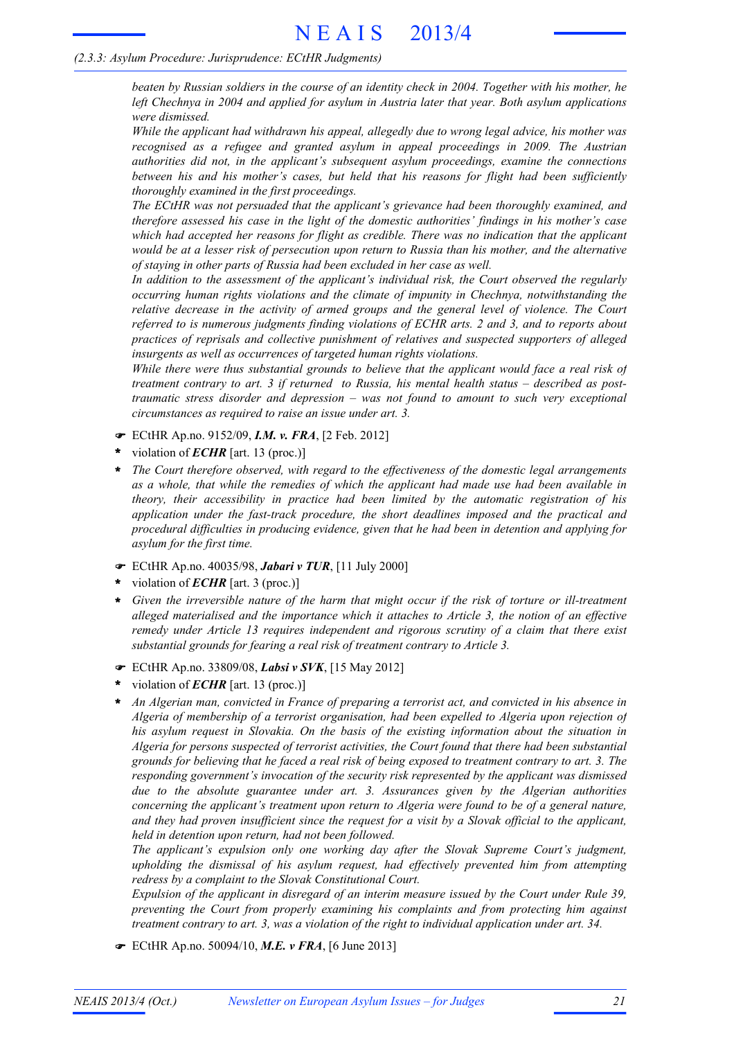*beaten by Russian soldiers in the course of an identity check in 2004. Together with his mother, he left Chechnya in 2004 and applied for asylum in Austria later that year. Both asylum applications were dismissed.*

*While the applicant had withdrawn his appeal, allegedly due to wrong legal advice, his mother was recognised as a refugee and granted asylum in appeal proceedings in 2009. The Austrian authorities did not, in the applicant's subsequent asylum proceedings, examine the connections between his and his mother's cases, but held that his reasons for flight had been sufficiently thoroughly examined in the first proceedings.*

*The ECtHR was not persuaded that the applicant's grievance had been thoroughly examined, and therefore assessed his case in the light of the domestic authorities' findings in his mother's case which had accepted her reasons for flight as credible. There was no indication that the applicant would be at a lesser risk of persecution upon return to Russia than his mother, and the alternative of staying in other parts of Russia had been excluded in her case as well.*

*In addition to the assessment of the applicant's individual risk, the Court observed the regularly occurring human rights violations and the climate of impunity in Chechnya, notwithstanding the relative decrease in the activity of armed groups and the general level of violence. The Court referred to is numerous judgments finding violations of ECHR arts. 2 and 3, and to reports about practices of reprisals and collective punishment of relatives and suspected supporters of alleged insurgents as well as occurrences of targeted human rights violations.*

*While there were thus substantial grounds to believe that the applicant would face a real risk of treatment contrary to art. 3 if returned to Russia, his mental health status – described as post-traumatic stress disorder and depression – was not found to amount to such very exceptional circumstances as required to raise an issue under art. 3.*

☛ ECtHR Ap.no. 9152/09, ***I.M. v. FRA***, [2 Feb. 2012]

* violation of ***ECHR*** [art. 13 (proc.)]
* *The Court therefore observed, with regard to the effectiveness of the domestic legal arrangements as a whole, that while the remedies of which the applicant had made use had been available in theory, their accessibility in practice had been limited by the automatic registration of his application under the fast-track procedure, the short deadlines imposed and the practical and procedural difficulties in producing evidence, given that he had been in detention and applying for asylum for the first time.*

☛ ECtHR Ap.no. 40035/98, ***Jabari v TUR***, [11 July 2000]

* violation of ***ECHR*** [art. 3 (proc.)]
* *Given the irreversible nature of the harm that might occur if the risk of torture or ill-treatment alleged materialised and the importance which it attaches to Article 3, the notion of an effective remedy under Article 13 requires independent and rigorous scrutiny of a claim that there exist substantial grounds for fearing a real risk of treatment contrary to Article 3.*

☛ ECtHR Ap.no. 33809/08, ***Labsi v SVK***, [15 May 2012]

* violation of ***ECHR*** [art. 13 (proc.)]
* *An Algerian man, convicted in France of preparing a terrorist act, and convicted in his absence in Algeria of membership of a terrorist organisation, had been expelled to Algeria upon rejection of his asylum request in Slovakia. On the basis of the existing information about the situation in Algeria for persons suspected of terrorist activities, the Court found that there had been substantial grounds for believing that he faced a real risk of being exposed to treatment contrary to art. 3. The responding government's invocation of the security risk represented by the applicant was dismissed due to the absolute guarantee under art. 3. Assurances given by the Algerian authorities concerning the applicant's treatment upon return to Algeria were found to be of a general nature, and they had proven insufficient since the request for a visit by a Slovak official to the applicant, held in detention upon return, had not been followed.*

  *The applicant's expulsion only one working day after the Slovak Supreme Court's judgment, upholding the dismissal of his asylum request, had effectively prevented him from attempting redress by a complaint to the Slovak Constitutional Court.*

  *Expulsion of the applicant in disregard of an interim measure issued by the Court under Rule 39, preventing the Court from properly examining his complaints and from protecting him against treatment contrary to art. 3, was a violation of the right to individual application under art. 34.*

☛ ECtHR Ap.no. 50094/10, ***M.E. v FRA***, [6 June 2013]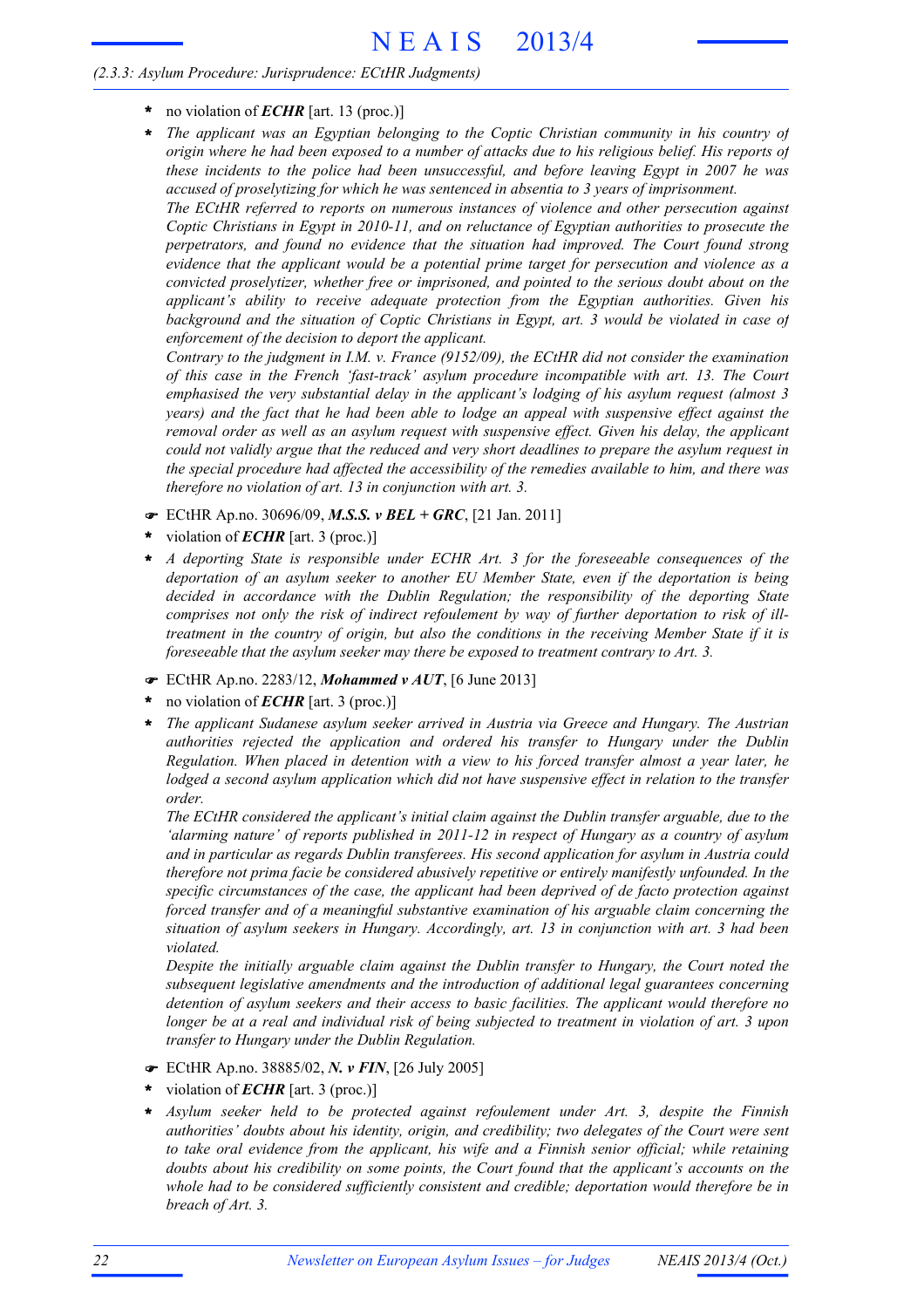*(2.3.3: Asylum Procedure: Jurisprudence: ECtHR Judgments)*

- no violation of ***ECHR*** [art. 13 (proc.)]
- *The applicant was an Egyptian belonging to the Coptic Christian community in his country of origin where he had been exposed to a number of attacks due to his religious belief. His reports of these incidents to the police had been unsuccessful, and before leaving Egypt in 2007 he was accused of proselytizing for which he was sentenced in absentia to 3 years of imprisonment.*

  *The ECtHR referred to reports on numerous instances of violence and other persecution against Coptic Christians in Egypt in 2010-11, and on reluctance of Egyptian authorities to prosecute the perpetrators, and found no evidence that the situation had improved. The Court found strong evidence that the applicant would be a potential prime target for persecution and violence as a convicted proselytizer, whether free or imprisoned, and pointed to the serious doubt about on the applicant's ability to receive adequate protection from the Egyptian authorities. Given his background and the situation of Coptic Christians in Egypt, art. 3 would be violated in case of enforcement of the decision to deport the applicant.*

  *Contrary to the judgment in I.M. v. France (9152/09), the ECtHR did not consider the examination of this case in the French 'fast-track' asylum procedure incompatible with art. 13. The Court emphasised the very substantial delay in the applicant's lodging of his asylum request (almost 3 years) and the fact that he had been able to lodge an appeal with suspensive effect against the removal order as well as an asylum request with suspensive effect. Given his delay, the applicant could not validly argue that the reduced and very short deadlines to prepare the asylum request in the special procedure had affected the accessibility of the remedies available to him, and there was therefore no violation of art. 13 in conjunction with art. 3.*

☛ ECtHR Ap.no. 30696/09, ***M.S.S. v BEL + GRC***, [21 Jan. 2011]

- violation of ***ECHR*** [art. 3 (proc.)]
- *A deporting State is responsible under ECHR Art. 3 for the foreseeable consequences of the deportation of an asylum seeker to another EU Member State, even if the deportation is being decided in accordance with the Dublin Regulation; the responsibility of the deporting State comprises not only the risk of indirect refoulement by way of further deportation to risk of ill-treatment in the country of origin, but also the conditions in the receiving Member State if it is foreseeable that the asylum seeker may there be exposed to treatment contrary to Art. 3.*

☛ ECtHR Ap.no. 2283/12, ***Mohammed v AUT***, [6 June 2013]

- no violation of ***ECHR*** [art. 3 (proc.)]
- *The applicant Sudanese asylum seeker arrived in Austria via Greece and Hungary. The Austrian authorities rejected the application and ordered his transfer to Hungary under the Dublin Regulation. When placed in detention with a view to his forced transfer almost a year later, he lodged a second asylum application which did not have suspensive effect in relation to the transfer order.*

  *The ECtHR considered the applicant's initial claim against the Dublin transfer arguable, due to the 'alarming nature' of reports published in 2011-12 in respect of Hungary as a country of asylum and in particular as regards Dublin transferees. His second application for asylum in Austria could therefore not prima facie be considered abusively repetitive or entirely manifestly unfounded. In the specific circumstances of the case, the applicant had been deprived of de facto protection against forced transfer and of a meaningful substantive examination of his arguable claim concerning the situation of asylum seekers in Hungary. Accordingly, art. 13 in conjunction with art. 3 had been violated.*

  *Despite the initially arguable claim against the Dublin transfer to Hungary, the Court noted the subsequent legislative amendments and the introduction of additional legal guarantees concerning detention of asylum seekers and their access to basic facilities. The applicant would therefore no longer be at a real and individual risk of being subjected to treatment in violation of art. 3 upon transfer to Hungary under the Dublin Regulation.*

☛ ECtHR Ap.no. 38885/02, ***N. v FIN***, [26 July 2005]

- violation of ***ECHR*** [art. 3 (proc.)]
- *Asylum seeker held to be protected against refoulement under Art. 3, despite the Finnish authorities' doubts about his identity, origin, and credibility; two delegates of the Court were sent to take oral evidence from the applicant, his wife and a Finnish senior official; while retaining doubts about his credibility on some points, the Court found that the applicant's accounts on the whole had to be considered sufficiently consistent and credible; deportation would therefore be in breach of Art. 3.*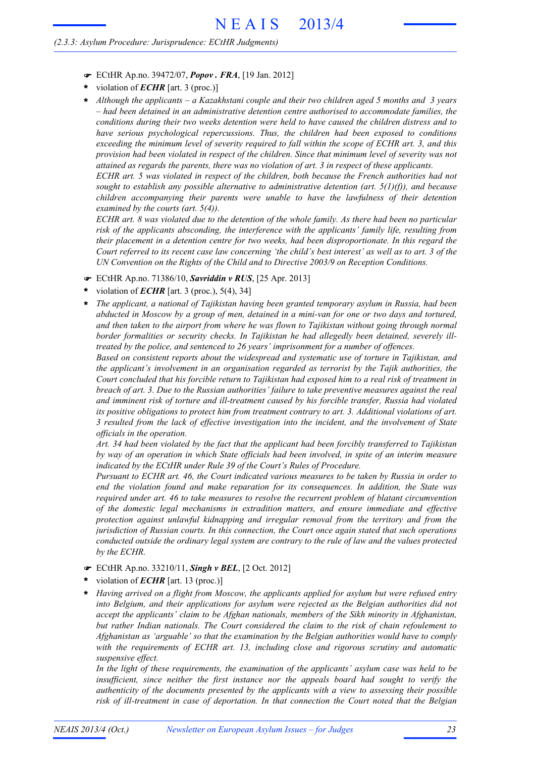- ☛ ECtHR Ap.no. 39472/07, ***Popov . FRA***, [19 Jan. 2012]
- \* violation of ***ECHR*** [art. 3 (proc.)]
- \* *Although the applicants – a Kazakhstani couple and their two children aged 5 months and 3 years – had been detained in an administrative detention centre authorised to accommodate families, the conditions during their two weeks detention were held to have caused the children distress and to have serious psychological repercussions. Thus, the children had been exposed to conditions exceeding the minimum level of severity required to fall within the scope of ECHR art. 3, and this provision had been violated in respect of the children. Since that minimum level of severity was not attained as regards the parents, there was no violation of art. 3 in respect of these applicants.*

  *ECHR art. 5 was violated in respect of the children, both because the French authorities had not sought to establish any possible alternative to administrative detention (art. 5(1)(f)), and because children accompanying their parents were unable to have the lawfulness of their detention examined by the courts (art. 5(4)).*

  *ECHR art. 8 was violated due to the detention of the whole family. As there had been no particular risk of the applicants absconding, the interference with the applicants' family life, resulting from their placement in a detention centre for two weeks, had been disproportionate. In this regard the Court referred to its recent case law concerning 'the child's best interest' as well as to art. 3 of the UN Convention on the Rights of the Child and to Directive 2003/9 on Reception Conditions.*

- ☛ ECtHR Ap.no. 71386/10, ***Savriddin v RUS***, [25 Apr. 2013]
- \* violation of ***ECHR*** [art. 3 (proc.), 5(4), 34]
- \* *The applicant, a national of Tajikistan having been granted temporary asylum in Russia, had been abducted in Moscow by a group of men, detained in a mini-van for one or two days and tortured, and then taken to the airport from where he was flown to Tajikistan without going through normal border formalities or security checks. In Tajikistan he had allegedly been detained, severely ill-treated by the police, and sentenced to 26 years' imprisonment for a number of offences.*

  *Based on consistent reports about the widespread and systematic use of torture in Tajikistan, and the applicant's involvement in an organisation regarded as terrorist by the Tajik authorities, the Court concluded that his forcible return to Tajikistan had exposed him to a real risk of treatment in breach of art. 3. Due to the Russian authorities' failure to take preventive measures against the real and imminent risk of torture and ill-treatment caused by his forcible transfer, Russia had violated its positive obligations to protect him from treatment contrary to art. 3. Additional violations of art. 3 resulted from the lack of effective investigation into the incident, and the involvement of State officials in the operation.*

  *Art. 34 had been violated by the fact that the applicant had been forcibly transferred to Tajikistan by way of an operation in which State officials had been involved, in spite of an interim measure indicated by the ECtHR under Rule 39 of the Court's Rules of Procedure.*

  *Pursuant to ECHR art. 46, the Court indicated various measures to be taken by Russia in order to end the violation found and make reparation for its consequences. In addition, the State was required under art. 46 to take measures to resolve the recurrent problem of blatant circumvention of the domestic legal mechanisms in extradition matters, and ensure immediate and effective protection against unlawful kidnapping and irregular removal from the territory and from the jurisdiction of Russian courts. In this connection, the Court once again stated that such operations conducted outside the ordinary legal system are contrary to the rule of law and the values protected by the ECHR.*

- ☛ ECtHR Ap.no. 33210/11, ***Singh v BEL***, [2 Oct. 2012]
- \* violation of ***ECHR*** [art. 13 (proc.)]
- \* *Having arrived on a flight from Moscow, the applicants applied for asylum but were refused entry into Belgium, and their applications for asylum were rejected as the Belgian authorities did not accept the applicants' claim to be Afghan nationals, members of the Sikh minority in Afghanistan, but rather Indian nationals. The Court considered the claim to the risk of chain refoulement to Afghanistan as 'arguable' so that the examination by the Belgian authorities would have to comply with the requirements of ECHR art. 13, including close and rigorous scrutiny and automatic suspensive effect.*

  *In the light of these requirements, the examination of the applicants' asylum case was held to be insufficient, since neither the first instance nor the appeals board had sought to verify the authenticity of the documents presented by the applicants with a view to assessing their possible risk of ill-treatment in case of deportation. In that connection the Court noted that the Belgian*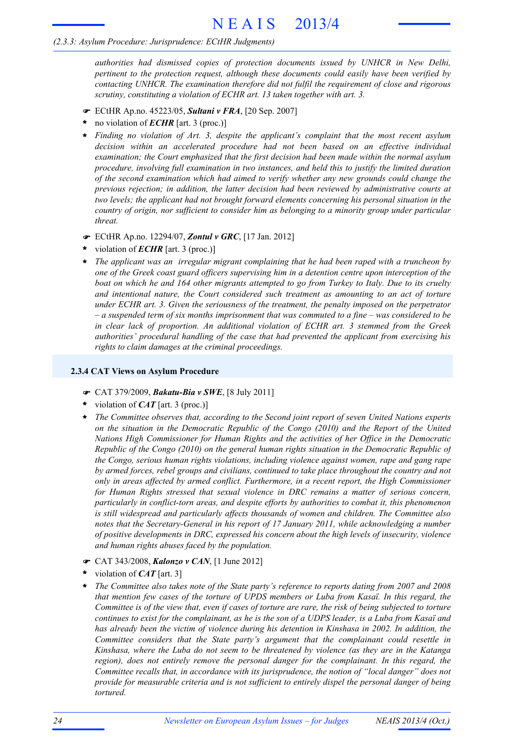*authorities had dismissed copies of protection documents issued by UNHCR in New Delhi, pertinent to the protection request, although these documents could easily have been verified by contacting UNHCR. The examination therefore did not fulfil the requirement of close and rigorous scrutiny, constituting a violation of ECHR art. 13 taken together with art. 3.*

- ☛ ECtHR Ap.no. 45223/05, ***Sultani v FRA***, [20 Sep. 2007]
- \* no violation of ***ECHR*** [art. 3 (proc.)]
- \* *Finding no violation of Art. 3, despite the applicant's complaint that the most recent asylum decision within an accelerated procedure had not been based on an effective individual examination; the Court emphasized that the first decision had been made within the normal asylum procedure, involving full examination in two instances, and held this to justify the limited duration of the second examination which had aimed to verify whether any new grounds could change the previous rejection; in addition, the latter decision had been reviewed by administrative courts at two levels; the applicant had not brought forward elements concerning his personal situation in the country of origin, nor sufficient to consider him as belonging to a minority group under particular threat.*

- ☛ ECtHR Ap.no. 12294/07, ***Zontul v GRC***, [17 Jan. 2012]
- \* violation of ***ECHR*** [art. 3 (proc.)]
- \* *The applicant was an irregular migrant complaining that he had been raped with a truncheon by one of the Greek coast guard officers supervising him in a detention centre upon interception of the boat on which he and 164 other migrants attempted to go from Turkey to Italy. Due to its cruelty and intentional nature, the Court considered such treatment as amounting to an act of torture under ECHR art. 3. Given the seriousness of the treatment, the penalty imposed on the perpetrator – a suspended term of six months imprisonment that was commuted to a fine – was considered to be in clear lack of proportion. An additional violation of ECHR art. 3 stemmed from the Greek authorities' procedural handling of the case that had prevented the applicant from exercising his rights to claim damages at the criminal proceedings.*

### 2.3.4 CAT Views on Asylum Procedure

- ☛ CAT 379/2009, ***Bakatu-Bia v SWE***, [8 July 2011]
- \* violation of ***CAT*** [art. 3 (proc.)]
- \* *The Committee observes that, according to the Second joint report of seven United Nations experts on the situation in the Democratic Republic of the Congo (2010) and the Report of the United Nations High Commissioner for Human Rights and the activities of her Office in the Democratic Republic of the Congo (2010) on the general human rights situation in the Democratic Republic of the Congo, serious human rights violations, including violence against women, rape and gang rape by armed forces, rebel groups and civilians, continued to take place throughout the country and not only in areas affected by armed conflict. Furthermore, in a recent report, the High Commissioner for Human Rights stressed that sexual violence in DRC remains a matter of serious concern, particularly in conflict-torn areas, and despite efforts by authorities to combat it, this phenomenon is still widespread and particularly affects thousands of women and children. The Committee also notes that the Secretary-General in his report of 17 January 2011, while acknowledging a number of positive developments in DRC, expressed his concern about the high levels of insecurity, violence and human rights abuses faced by the population.*

- ☛ CAT 343/2008, ***Kalonzo v CAN***, [1 June 2012]
- \* violation of ***CAT*** [art. 3]
- \* *The Committee also takes note of the State party's reference to reports dating from 2007 and 2008 that mention few cases of the torture of UPDS members or Luba from Kasaï. In this regard, the Committee is of the view that, even if cases of torture are rare, the risk of being subjected to torture continues to exist for the complainant, as he is the son of a UDPS leader, is a Luba from Kasaï and has already been the victim of violence during his detention in Kinshasa in 2002. In addition, the Committee considers that the State party's argument that the complainant could resettle in Kinshasa, where the Luba do not seem to be threatened by violence (as they are in the Katanga region), does not entirely remove the personal danger for the complainant. In this regard, the Committee recalls that, in accordance with its jurisprudence, the notion of "local danger" does not provide for measurable criteria and is not sufficient to entirely dispel the personal danger of being tortured.*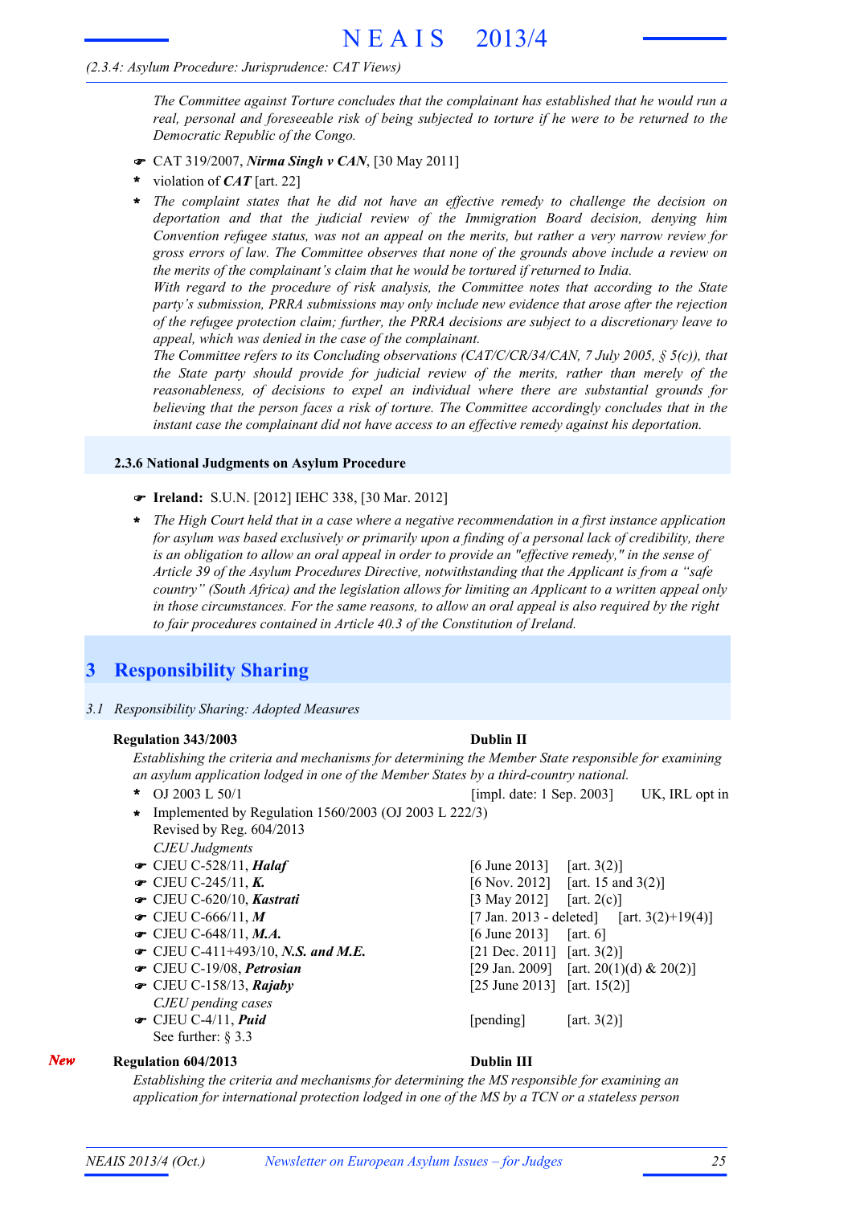*The Committee against Torture concludes that the complainant has established that he would run a real, personal and foreseeable risk of being subjected to torture if he were to be returned to the Democratic Republic of the Congo.*

- ☛ CAT 319/2007, ***Nirma Singh v CAN***, [30 May 2011]
- \* violation of ***CAT*** [art. 22]
- \* *The complaint states that he did not have an effective remedy to challenge the decision on deportation and that the judicial review of the Immigration Board decision, denying him Convention refugee status, was not an appeal on the merits, but rather a very narrow review for gross errors of law. The Committee observes that none of the grounds above include a review on the merits of the complainant's claim that he would be tortured if returned to India.*

  *With regard to the procedure of risk analysis, the Committee notes that according to the State party's submission, PRRA submissions may only include new evidence that arose after the rejection of the refugee protection claim; further, the PRRA decisions are subject to a discretionary leave to appeal, which was denied in the case of the complainant.*

  *The Committee refers to its Concluding observations (CAT/C/CR/34/CAN, 7 July 2005, § 5(c)), that the State party should provide for judicial review of the merits, rather than merely of the reasonableness, of decisions to expel an individual where there are substantial grounds for believing that the person faces a risk of torture. The Committee accordingly concludes that in the instant case the complainant did not have access to an effective remedy against his deportation.*

### 2.3.6 National Judgments on Asylum Procedure

- ☛ **Ireland:** S.U.N. [2012] IEHC 338, [30 Mar. 2012]
- \* *The High Court held that in a case where a negative recommendation in a first instance application for asylum was based exclusively or primarily upon a finding of a personal lack of credibility, there is an obligation to allow an oral appeal in order to provide an "effective remedy," in the sense of Article 39 of the Asylum Procedures Directive, notwithstanding that the Applicant is from a "safe country" (South Africa) and the legislation allows for limiting an Applicant to a written appeal only in those circumstances. For the same reasons, to allow an oral appeal is also required by the right to fair procedures contained in Article 40.3 of the Constitution of Ireland.*

# 3 Responsibility Sharing

## *3.1 Responsibility Sharing: Adopted Measures*

**Regulation 343/2003** — **Dublin II**

*Establishing the criteria and mechanisms for determining the Member State responsible for examining an asylum application lodged in one of the Member States by a third-country national.*

- \* OJ 2003 L 50/1 — [impl. date: 1 Sep. 2003] — UK, IRL opt in
- \* Implemented by Regulation 1560/2003 (OJ 2003 L 222/3)
  Revised by Reg. 604/2013

*CJEU Judgments*

| Case | Date | Article |
|---|---|---|
| ☛ CJEU C-528/11, ***Halaf*** | [6 June 2013] | [art. 3(2)] |
| ☛ CJEU C-245/11, ***K.*** | [6 Nov. 2012] | [art. 15 and 3(2)] |
| ☛ CJEU C-620/10, ***Kastrati*** | [3 May 2012] | [art. 2(c)] |
| ☛ CJEU C-666/11, ***M*** | [7 Jan. 2013 - deleted] | [art. 3(2)+19(4)] |
| ☛ CJEU C-648/11, ***M.A.*** | [6 June 2013] | [art. 6] |
| ☛ CJEU C-411+493/10, ***N.S. and M.E.*** | [21 Dec. 2011] | [art. 3(2)] |
| ☛ CJEU C-19/08, ***Petrosian*** | [29 Jan. 2009] | [art. 20(1)(d) & 20(2)] |
| ☛ CJEU C-158/13, ***Rajaby*** | [25 June 2013] | [art. 15(2)] |

*CJEU pending cases*

| Case | Date | Article |
|---|---|---|
| ☛ CJEU C-4/11, ***Puid*** | [pending] | [art. 3(2)] |

See further: § 3.3

***New*** **Regulation 604/2013** — **Dublin III**

*Establishing the criteria and mechanisms for determining the MS responsible for examining an application for international protection lodged in one of the MS by a TCN or a stateless person*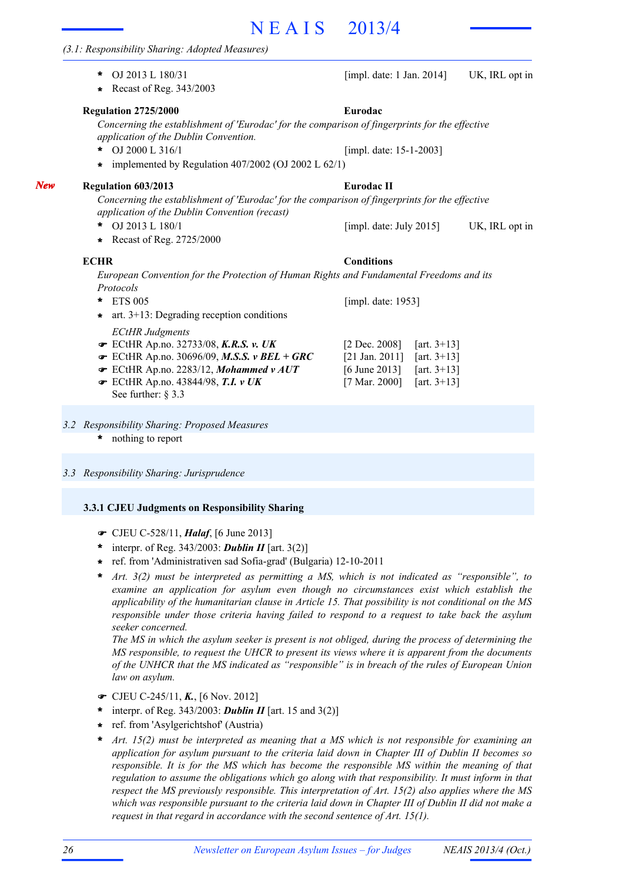(3.1: Responsibility Sharing: Adopted Measures)

- OJ 2013 L 180/31 [impl. date: 1 Jan. 2014] UK, IRL opt in
- Recast of Reg. 343/2003

**Regulation 2725/2000** **Eurodac**

*Concerning the establishment of 'Eurodac' for the comparison of fingerprints for the effective application of the Dublin Convention.*

- OJ 2000 L 316/1 [impl. date: 15-1-2003]
- implemented by Regulation 407/2002 (OJ 2002 L 62/1)

*New* **Regulation 603/2013** **Eurodac II**

*Concerning the establishment of 'Eurodac' for the comparison of fingerprints for the effective application of the Dublin Convention (recast)*

- OJ 2013 L 180/1 [impl. date: July 2015] UK, IRL opt in
- Recast of Reg. 2725/2000

**ECHR** **Conditions**

*European Convention for the Protection of Human Rights and Fundamental Freedoms and its Protocols*

- ETS 005 [impl. date: 1953]
- art. 3+13: Degrading reception conditions

*ECtHR Judgments*

- ☛ ECtHR Ap.no. 32733/08, ***K.R.S. v. UK*** [2 Dec. 2008] [art. 3+13]
- ☛ ECtHR Ap.no. 30696/09, ***M.S.S. v BEL + GRC*** [21 Jan. 2011] [art. 3+13]
- ☛ ECtHR Ap.no. 2283/12, ***Mohammed v AUT*** [6 June 2013] [art. 3+13]
- ☛ ECtHR Ap.no. 43844/98, ***T.I. v UK*** [7 Mar. 2000] [art. 3+13]

See further: § 3.3

## *3.2 Responsibility Sharing: Proposed Measures*

- nothing to report

## *3.3 Responsibility Sharing: Jurisprudence*

### 3.3.1 CJEU Judgments on Responsibility Sharing

- ☛ CJEU C-528/11, ***Halaf***, [6 June 2013]
- interpr. of Reg. 343/2003: ***Dublin II*** [art. 3(2)]
- ref. from 'Administrativen sad Sofia-grad' (Bulgaria) 12-10-2011
- *Art. 3(2) must be interpreted as permitting a MS, which is not indicated as "responsible", to examine an application for asylum even though no circumstances exist which establish the applicability of the humanitarian clause in Article 15. That possibility is not conditional on the MS responsible under those criteria having failed to respond to a request to take back the asylum seeker concerned.*
  *The MS in which the asylum seeker is present is not obliged, during the process of determining the MS responsible, to request the UHCR to present its views where it is apparent from the documents of the UNHCR that the MS indicated as "responsible" is in breach of the rules of European Union law on asylum.*

- ☛ CJEU C-245/11, ***K.***, [6 Nov. 2012]
- interpr. of Reg. 343/2003: ***Dublin II*** [art. 15 and 3(2)]
- ref. from 'Asylgerichtshof' (Austria)
- *Art. 15(2) must be interpreted as meaning that a MS which is not responsible for examining an application for asylum pursuant to the criteria laid down in Chapter III of Dublin II becomes so responsible. It is for the MS which has become the responsible MS within the meaning of that regulation to assume the obligations which go along with that responsibility. It must inform in that respect the MS previously responsible. This interpretation of Art. 15(2) also applies where the MS which was responsible pursuant to the criteria laid down in Chapter III of Dublin II did not make a request in that regard in accordance with the second sentence of Art. 15(1).*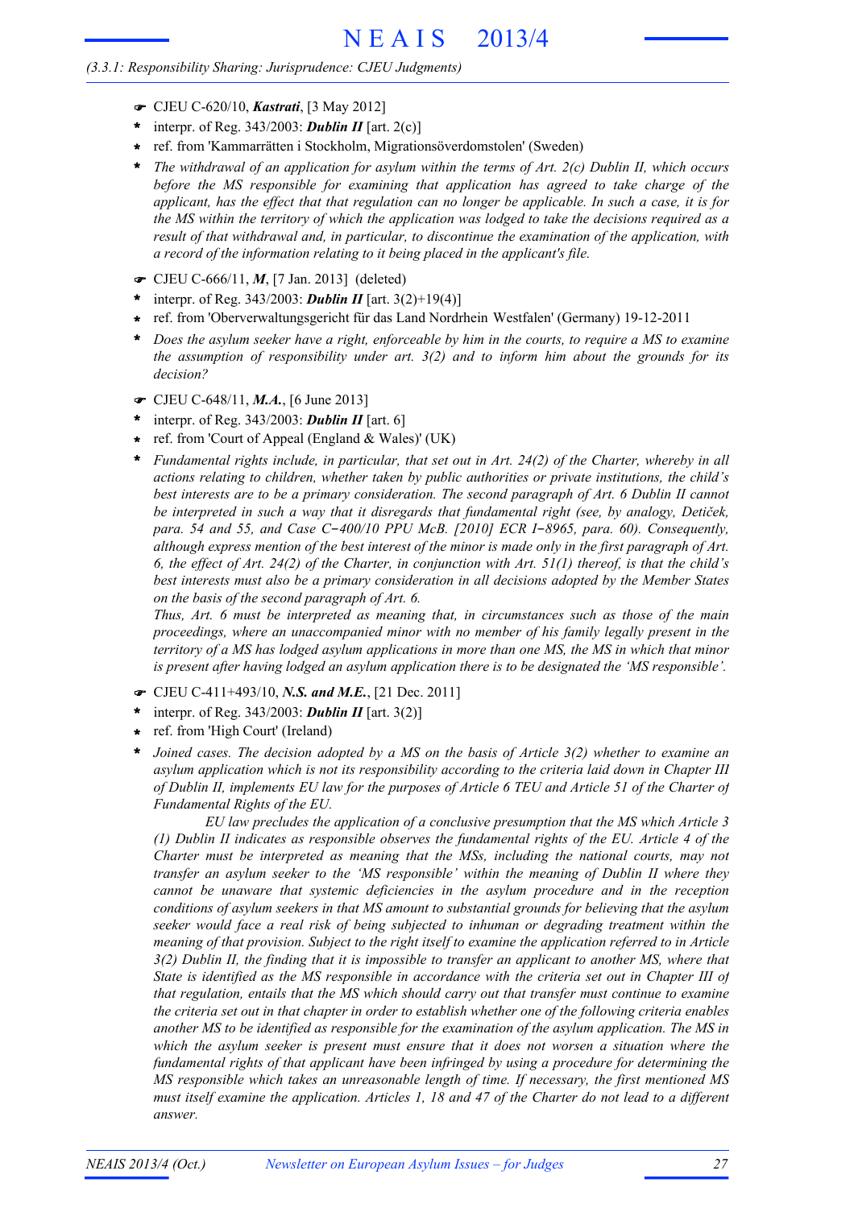(3.3.1: Responsibility Sharing: Jurisprudence: CJEU Judgments)

- ☛ CJEU C-620/10, ***Kastrati***, [3 May 2012]
- \* interpr. of Reg. 343/2003: ***Dublin II*** [art. 2(c)]
- \* ref. from 'Kammarrätten i Stockholm, Migrationsöverdomstolen' (Sweden)
- \* *The withdrawal of an application for asylum within the terms of Art. 2(c) Dublin II, which occurs before the MS responsible for examining that application has agreed to take charge of the applicant, has the effect that that regulation can no longer be applicable. In such a case, it is for the MS within the territory of which the application was lodged to take the decisions required as a result of that withdrawal and, in particular, to discontinue the examination of the application, with a record of the information relating to it being placed in the applicant's file.*

- ☛ CJEU C-666/11, ***M***, [7 Jan. 2013] (deleted)
- \* interpr. of Reg. 343/2003: ***Dublin II*** [art. 3(2)+19(4)]
- \* ref. from 'Oberverwaltungsgericht für das Land Nordrhein Westfalen' (Germany) 19-12-2011
- \* *Does the asylum seeker have a right, enforceable by him in the courts, to require a MS to examine the assumption of responsibility under art. 3(2) and to inform him about the grounds for its decision?*

- ☛ CJEU C-648/11, ***M.A.***, [6 June 2013]
- \* interpr. of Reg. 343/2003: ***Dublin II*** [art. 6]
- \* ref. from 'Court of Appeal (England & Wales)' (UK)
- \* *Fundamental rights include, in particular, that set out in Art. 24(2) of the Charter, whereby in all actions relating to children, whether taken by public authorities or private institutions, the child's best interests are to be a primary consideration. The second paragraph of Art. 6 Dublin II cannot be interpreted in such a way that it disregards that fundamental right (see, by analogy, Detiček, para. 54 and 55, and Case C‑400/10 PPU McB. [2010] ECR I‑8965, para. 60). Consequently, although express mention of the best interest of the minor is made only in the first paragraph of Art. 6, the effect of Art. 24(2) of the Charter, in conjunction with Art. 51(1) thereof, is that the child's best interests must also be a primary consideration in all decisions adopted by the Member States on the basis of the second paragraph of Art. 6.*
  *Thus, Art. 6 must be interpreted as meaning that, in circumstances such as those of the main proceedings, where an unaccompanied minor with no member of his family legally present in the territory of a MS has lodged asylum applications in more than one MS, the MS in which that minor is present after having lodged an asylum application there is to be designated the 'MS responsible'.*

- ☛ CJEU C-411+493/10, ***N.S. and M.E.***, [21 Dec. 2011]
- \* interpr. of Reg. 343/2003: ***Dublin II*** [art. 3(2)]
- \* ref. from 'High Court' (Ireland)
- \* *Joined cases. The decision adopted by a MS on the basis of Article 3(2) whether to examine an asylum application which is not its responsibility according to the criteria laid down in Chapter III of Dublin II, implements EU law for the purposes of Article 6 TEU and Article 51 of the Charter of Fundamental Rights of the EU.*
  *EU law precludes the application of a conclusive presumption that the MS which Article 3 (1) Dublin II indicates as responsible observes the fundamental rights of the EU. Article 4 of the Charter must be interpreted as meaning that the MSs, including the national courts, may not transfer an asylum seeker to the 'MS responsible' within the meaning of Dublin II where they cannot be unaware that systemic deficiencies in the asylum procedure and in the reception conditions of asylum seekers in that MS amount to substantial grounds for believing that the asylum seeker would face a real risk of being subjected to inhuman or degrading treatment within the meaning of that provision. Subject to the right itself to examine the application referred to in Article 3(2) Dublin II, the finding that it is impossible to transfer an applicant to another MS, where that State is identified as the MS responsible in accordance with the criteria set out in Chapter III of that regulation, entails that the MS which should carry out that transfer must continue to examine the criteria set out in that chapter in order to establish whether one of the following criteria enables another MS to be identified as responsible for the examination of the asylum application. The MS in which the asylum seeker is present must ensure that it does not worsen a situation where the fundamental rights of that applicant have been infringed by using a procedure for determining the MS responsible which takes an unreasonable length of time. If necessary, the first mentioned MS must itself examine the application. Articles 1, 18 and 47 of the Charter do not lead to a different answer.*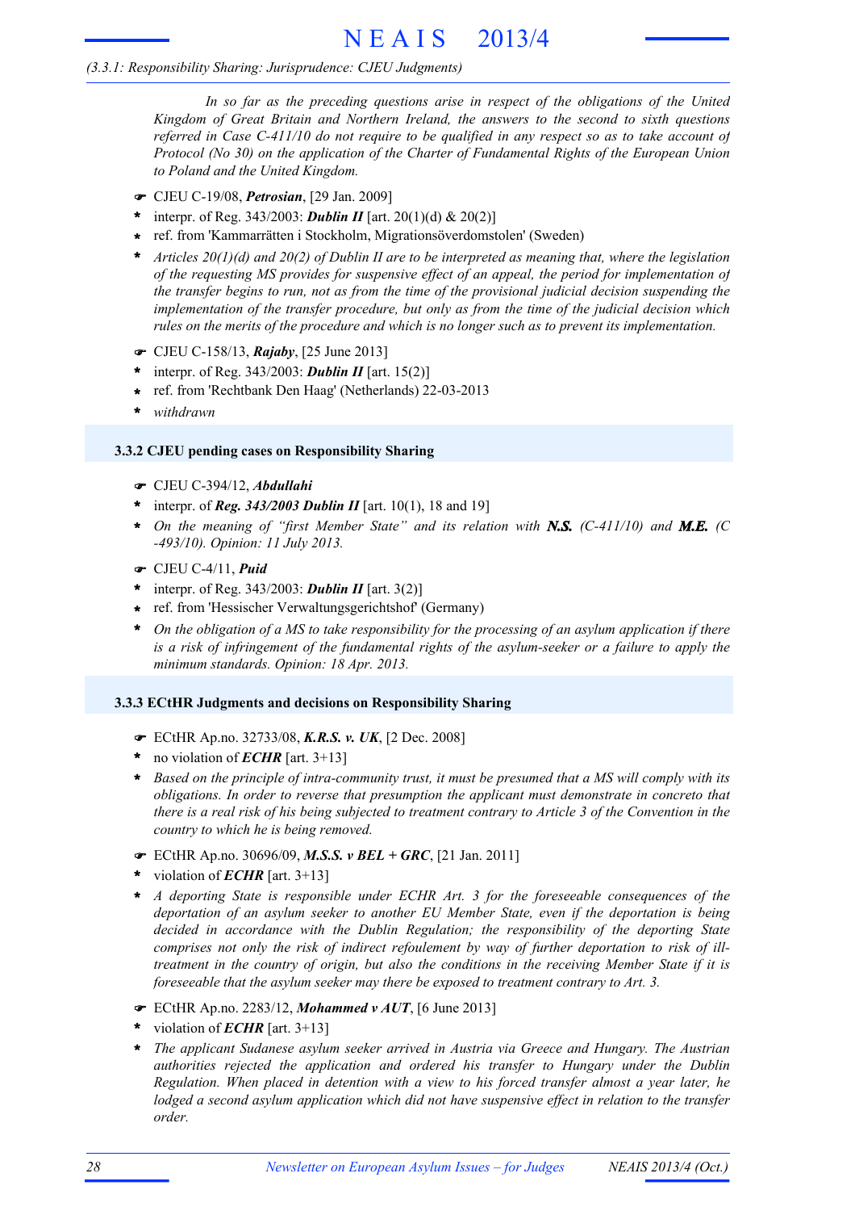*In so far as the preceding questions arise in respect of the obligations of the United Kingdom of Great Britain and Northern Ireland, the answers to the second to sixth questions referred in Case C-411/10 do not require to be qualified in any respect so as to take account of Protocol (No 30) on the application of the Charter of Fundamental Rights of the European Union to Poland and the United Kingdom.*

☛ CJEU C-19/08, ***Petrosian***, [29 Jan. 2009]
- interpr. of Reg. 343/2003: ***Dublin II*** [art. 20(1)(d) & 20(2)]
- ref. from 'Kammarrätten i Stockholm, Migrationsöverdomstolen' (Sweden)
- *Articles 20(1)(d) and 20(2) of Dublin II are to be interpreted as meaning that, where the legislation of the requesting MS provides for suspensive effect of an appeal, the period for implementation of the transfer begins to run, not as from the time of the provisional judicial decision suspending the implementation of the transfer procedure, but only as from the time of the judicial decision which rules on the merits of the procedure and which is no longer such as to prevent its implementation.*

☛ CJEU C-158/13, ***Rajaby***, [25 June 2013]
- interpr. of Reg. 343/2003: ***Dublin II*** [art. 15(2)]
- ref. from 'Rechtbank Den Haag' (Netherlands) 22-03-2013
- *withdrawn*

### 3.3.2 CJEU pending cases on Responsibility Sharing

☛ CJEU C-394/12, ***Abdullahi***
- interpr. of ***Reg. 343/2003 Dublin II*** [art. 10(1), 18 and 19]
- *On the meaning of "first Member State" and its relation with **N.S.** (C-411/10) and **M.E.** (C -493/10). Opinion: 11 July 2013.*

☛ CJEU C-4/11, ***Puid***
- interpr. of Reg. 343/2003: ***Dublin II*** [art. 3(2)]
- ref. from 'Hessischer Verwaltungsgerichtshof' (Germany)
- *On the obligation of a MS to take responsibility for the processing of an asylum application if there is a risk of infringement of the fundamental rights of the asylum-seeker or a failure to apply the minimum standards. Opinion: 18 Apr. 2013.*

### 3.3.3 ECtHR Judgments and decisions on Responsibility Sharing

☛ ECtHR Ap.no. 32733/08, ***K.R.S. v. UK***, [2 Dec. 2008]
- no violation of ***ECHR*** [art. 3+13]
- *Based on the principle of intra-community trust, it must be presumed that a MS will comply with its obligations. In order to reverse that presumption the applicant must demonstrate in concreto that there is a real risk of his being subjected to treatment contrary to Article 3 of the Convention in the country to which he is being removed.*

☛ ECtHR Ap.no. 30696/09, ***M.S.S. v BEL + GRC***, [21 Jan. 2011]
- violation of ***ECHR*** [art. 3+13]
- *A deporting State is responsible under ECHR Art. 3 for the foreseeable consequences of the deportation of an asylum seeker to another EU Member State, even if the deportation is being decided in accordance with the Dublin Regulation; the responsibility of the deporting State comprises not only the risk of indirect refoulement by way of further deportation to risk of ill-treatment in the country of origin, but also the conditions in the receiving Member State if it is foreseeable that the asylum seeker may there be exposed to treatment contrary to Art. 3.*

☛ ECtHR Ap.no. 2283/12, ***Mohammed v AUT***, [6 June 2013]
- violation of ***ECHR*** [art. 3+13]
- *The applicant Sudanese asylum seeker arrived in Austria via Greece and Hungary. The Austrian authorities rejected the application and ordered his transfer to Hungary under the Dublin Regulation. When placed in detention with a view to his forced transfer almost a year later, he lodged a second asylum application which did not have suspensive effect in relation to the transfer order.*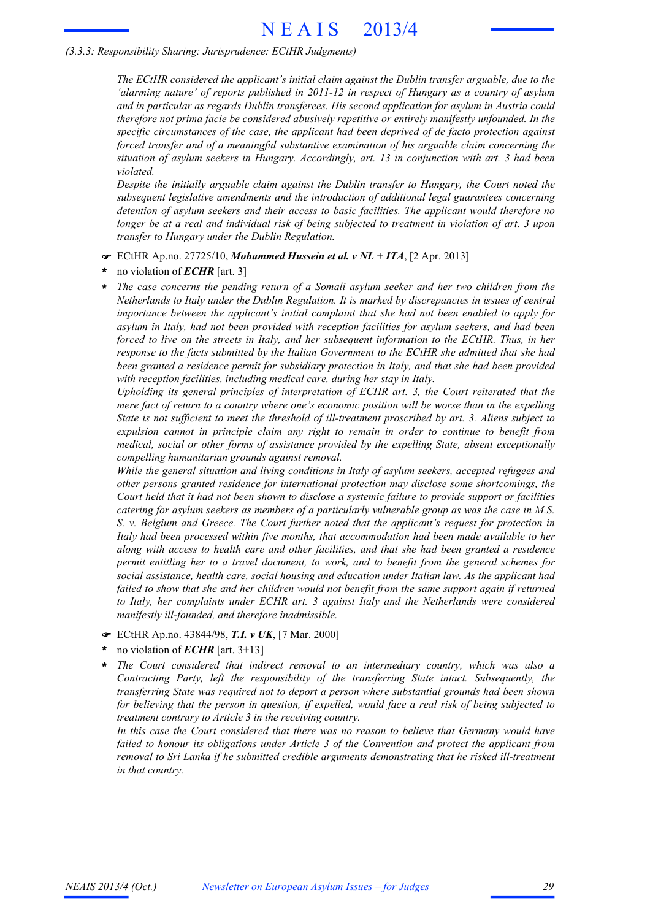*(3.3.3: Responsibility Sharing: Jurisprudence: ECtHR Judgments)*

*The ECtHR considered the applicant's initial claim against the Dublin transfer arguable, due to the 'alarming nature' of reports published in 2011-12 in respect of Hungary as a country of asylum and in particular as regards Dublin transferees. His second application for asylum in Austria could therefore not prima facie be considered abusively repetitive or entirely manifestly unfounded. In the specific circumstances of the case, the applicant had been deprived of de facto protection against forced transfer and of a meaningful substantive examination of his arguable claim concerning the situation of asylum seekers in Hungary. Accordingly, art. 13 in conjunction with art. 3 had been violated.*

*Despite the initially arguable claim against the Dublin transfer to Hungary, the Court noted the subsequent legislative amendments and the introduction of additional legal guarantees concerning detention of asylum seekers and their access to basic facilities. The applicant would therefore no longer be at a real and individual risk of being subjected to treatment in violation of art. 3 upon transfer to Hungary under the Dublin Regulation.*

- ☛ ECtHR Ap.no. 27725/10, ***Mohammed Hussein et al. v NL + ITA***, [2 Apr. 2013]
- \* no violation of ***ECHR*** [art. 3]
- \* *The case concerns the pending return of a Somali asylum seeker and her two children from the Netherlands to Italy under the Dublin Regulation. It is marked by discrepancies in issues of central importance between the applicant's initial complaint that she had not been enabled to apply for asylum in Italy, had not been provided with reception facilities for asylum seekers, and had been forced to live on the streets in Italy, and her subsequent information to the ECtHR. Thus, in her response to the facts submitted by the Italian Government to the ECtHR she admitted that she had been granted a residence permit for subsidiary protection in Italy, and that she had been provided with reception facilities, including medical care, during her stay in Italy.*

  *Upholding its general principles of interpretation of ECHR art. 3, the Court reiterated that the mere fact of return to a country where one's economic position will be worse than in the expelling State is not sufficient to meet the threshold of ill-treatment proscribed by art. 3. Aliens subject to expulsion cannot in principle claim any right to remain in order to continue to benefit from medical, social or other forms of assistance provided by the expelling State, absent exceptionally compelling humanitarian grounds against removal.*

  *While the general situation and living conditions in Italy of asylum seekers, accepted refugees and other persons granted residence for international protection may disclose some shortcomings, the Court held that it had not been shown to disclose a systemic failure to provide support or facilities catering for asylum seekers as members of a particularly vulnerable group as was the case in M.S. S. v. Belgium and Greece. The Court further noted that the applicant's request for protection in Italy had been processed within five months, that accommodation had been made available to her along with access to health care and other facilities, and that she had been granted a residence permit entitling her to a travel document, to work, and to benefit from the general schemes for social assistance, health care, social housing and education under Italian law. As the applicant had failed to show that she and her children would not benefit from the same support again if returned to Italy, her complaints under ECHR art. 3 against Italy and the Netherlands were considered manifestly ill-founded, and therefore inadmissible.*

- ☛ ECtHR Ap.no. 43844/98, ***T.I. v UK***, [7 Mar. 2000]
- \* no violation of ***ECHR*** [art. 3+13]
- \* *The Court considered that indirect removal to an intermediary country, which was also a Contracting Party, left the responsibility of the transferring State intact. Subsequently, the transferring State was required not to deport a person where substantial grounds had been shown for believing that the person in question, if expelled, would face a real risk of being subjected to treatment contrary to Article 3 in the receiving country.*

  *In this case the Court considered that there was no reason to believe that Germany would have failed to honour its obligations under Article 3 of the Convention and protect the applicant from removal to Sri Lanka if he submitted credible arguments demonstrating that he risked ill-treatment in that country.*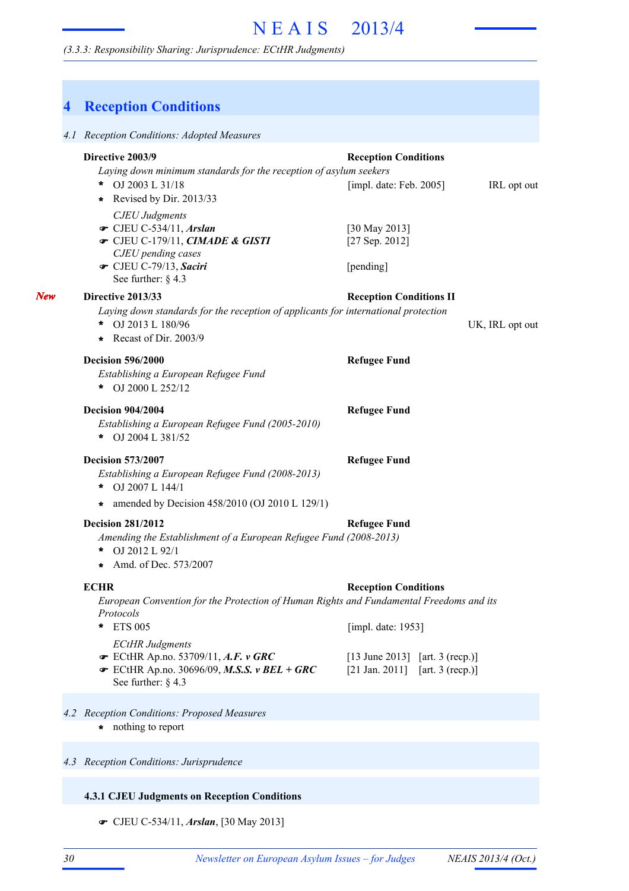# 4 Reception Conditions

*4.1 Reception Conditions: Adopted Measures*

**Directive 2003/9** — **Reception Conditions**

*Laying down minimum standards for the reception of asylum seekers*

- OJ 2003 L 31/18 [impl. date: Feb. 2005] IRL opt out
- Revised by Dir. 2013/33

*CJEU Judgments*

- ☛ CJEU C-534/11, ***Arslan*** [30 May 2013]
- ☛ CJEU C-179/11, ***CIMADE & GISTI*** [27 Sep. 2012]

*CJEU pending cases*

- ☛ CJEU C-79/13, ***Saciri*** [pending]

See further: § 4.3

*New* **Directive 2013/33** — **Reception Conditions II**

*Laying down standards for the reception of applicants for international protection*

- OJ 2013 L 180/96 UK, IRL opt out
- Recast of Dir. 2003/9

**Decision 596/2000** — **Refugee Fund**

*Establishing a European Refugee Fund*

- OJ 2000 L 252/12

**Decision 904/2004** — **Refugee Fund**

*Establishing a European Refugee Fund (2005-2010)*

- OJ 2004 L 381/52

**Decision 573/2007** — **Refugee Fund**

*Establishing a European Refugee Fund (2008-2013)*

- OJ 2007 L 144/1
- amended by Decision 458/2010 (OJ 2010 L 129/1)

**Decision 281/2012** — **Refugee Fund**

*Amending the Establishment of a European Refugee Fund (2008-2013)*

- OJ 2012 L 92/1
- Amd. of Dec. 573/2007

**ECHR** — **Reception Conditions**

*European Convention for the Protection of Human Rights and Fundamental Freedoms and its Protocols*

- ETS 005 [impl. date: 1953]

*ECtHR Judgments*

- ☛ ECtHR Ap.no. 53709/11, ***A.F. v GRC*** [13 June 2013] [art. 3 (recp.)]
- ☛ ECtHR Ap.no. 30696/09, ***M.S.S. v BEL + GRC*** [21 Jan. 2011] [art. 3 (recp.)]

See further: § 4.3

*4.2 Reception Conditions: Proposed Measures*

- nothing to report

*4.3 Reception Conditions: Jurisprudence*

### 4.3.1 CJEU Judgments on Reception Conditions

- ☛ CJEU C-534/11, ***Arslan***, [30 May 2013]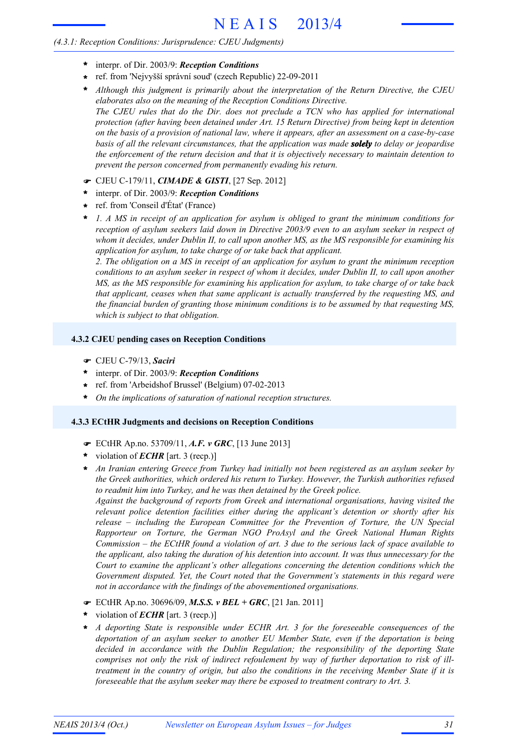- interpr. of Dir. 2003/9: ***Reception Conditions***
- ref. from 'Nejvyšší správní soud' (czech Republic) 22-09-2011
- *Although this judgment is primarily about the interpretation of the Return Directive, the CJEU elaborates also on the meaning of the Reception Conditions Directive.*
  *The CJEU rules that do the Dir. does not preclude a TCN who has applied for international protection (after having been detained under Art. 15 Return Directive) from being kept in detention on the basis of a provision of national law, where it appears, after an assessment on a case-by-case basis of all the relevant circumstances, that the application was made **solely** to delay or jeopardise the enforcement of the return decision and that it is objectively necessary to maintain detention to prevent the person concerned from permanently evading his return.*

☛ CJEU C-179/11, ***CIMADE & GISTI***, [27 Sep. 2012]

- interpr. of Dir. 2003/9: ***Reception Conditions***
- ref. from 'Conseil d'État' (France)
- *1. A MS in receipt of an application for asylum is obliged to grant the minimum conditions for reception of asylum seekers laid down in Directive 2003/9 even to an asylum seeker in respect of whom it decides, under Dublin II, to call upon another MS, as the MS responsible for examining his application for asylum, to take charge of or take back that applicant.*
  *2. The obligation on a MS in receipt of an application for asylum to grant the minimum reception conditions to an asylum seeker in respect of whom it decides, under Dublin II, to call upon another MS, as the MS responsible for examining his application for asylum, to take charge of or take back that applicant, ceases when that same applicant is actually transferred by the requesting MS, and the financial burden of granting those minimum conditions is to be assumed by that requesting MS, which is subject to that obligation.*

### 4.3.2 CJEU pending cases on Reception Conditions

☛ CJEU C-79/13, ***Saciri***

- interpr. of Dir. 2003/9: ***Reception Conditions***
- ref. from 'Arbeidshof Brussel' (Belgium) 07-02-2013
- *On the implications of saturation of national reception structures.*

### 4.3.3 ECtHR Judgments and decisions on Reception Conditions

☛ ECtHR Ap.no. 53709/11, ***A.F. v GRC***, [13 June 2013]

- violation of ***ECHR*** [art. 3 (recp.)]
- *An Iranian entering Greece from Turkey had initially not been registered as an asylum seeker by the Greek authorities, which ordered his return to Turkey. However, the Turkish authorities refused to readmit him into Turkey, and he was then detained by the Greek police.*
  *Against the background of reports from Greek and international organisations, having visited the relevant police detention facilities either during the applicant's detention or shortly after his release – including the European Committee for the Prevention of Torture, the UN Special Rapporteur on Torture, the German NGO ProAsyl and the Greek National Human Rights Commission – the ECtHR found a violation of art. 3 due to the serious lack of space available to the applicant, also taking the duration of his detention into account. It was thus unnecessary for the Court to examine the applicant's other allegations concerning the detention conditions which the Government disputed. Yet, the Court noted that the Government's statements in this regard were not in accordance with the findings of the abovementioned organisations.*

☛ ECtHR Ap.no. 30696/09, ***M.S.S. v BEL + GRC***, [21 Jan. 2011]

- violation of ***ECHR*** [art. 3 (recp.)]
- *A deporting State is responsible under ECHR Art. 3 for the foreseeable consequences of the deportation of an asylum seeker to another EU Member State, even if the deportation is being decided in accordance with the Dublin Regulation; the responsibility of the deporting State comprises not only the risk of indirect refoulement by way of further deportation to risk of ill-treatment in the country of origin, but also the conditions in the receiving Member State if it is foreseeable that the asylum seeker may there be exposed to treatment contrary to Art. 3.*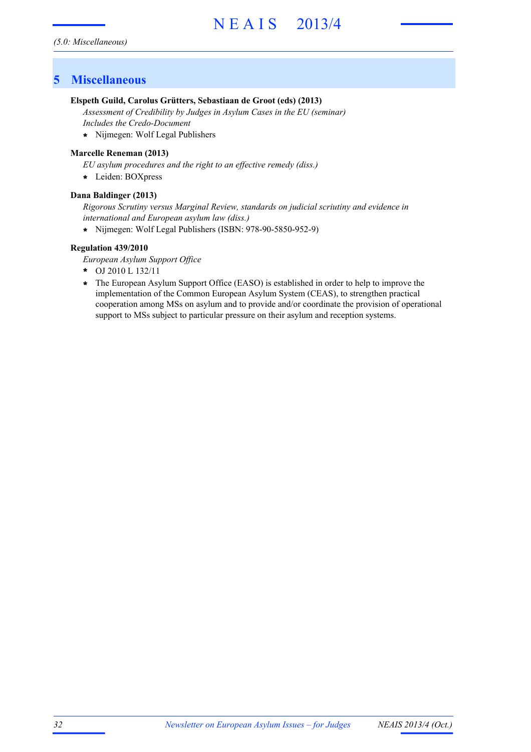## 5 Miscellaneous

**Elspeth Guild, Carolus Grütters, Sebastiaan de Groot (eds) (2013)**

*Assessment of Credibility by Judges in Asylum Cases in the EU (seminar)*
*Includes the Credo-Document*

- Nijmegen: Wolf Legal Publishers

**Marcelle Reneman (2013)**

*EU asylum procedures and the right to an effective remedy (diss.)*

- Leiden: BOXpress

**Dana Baldinger (2013)**

*Rigorous Scrutiny versus Marginal Review, standards on judicial scriutiny and evidence in international and European asylum law (diss.)*

- Nijmegen: Wolf Legal Publishers (ISBN: 978-90-5850-952-9)

**Regulation 439/2010**

*European Asylum Support Office*

- OJ 2010 L 132/11
- The European Asylum Support Office (EASO) is established in order to help to improve the implementation of the Common European Asylum System (CEAS), to strengthen practical cooperation among MSs on asylum and to provide and/or coordinate the provision of operational support to MSs subject to particular pressure on their asylum and reception systems.